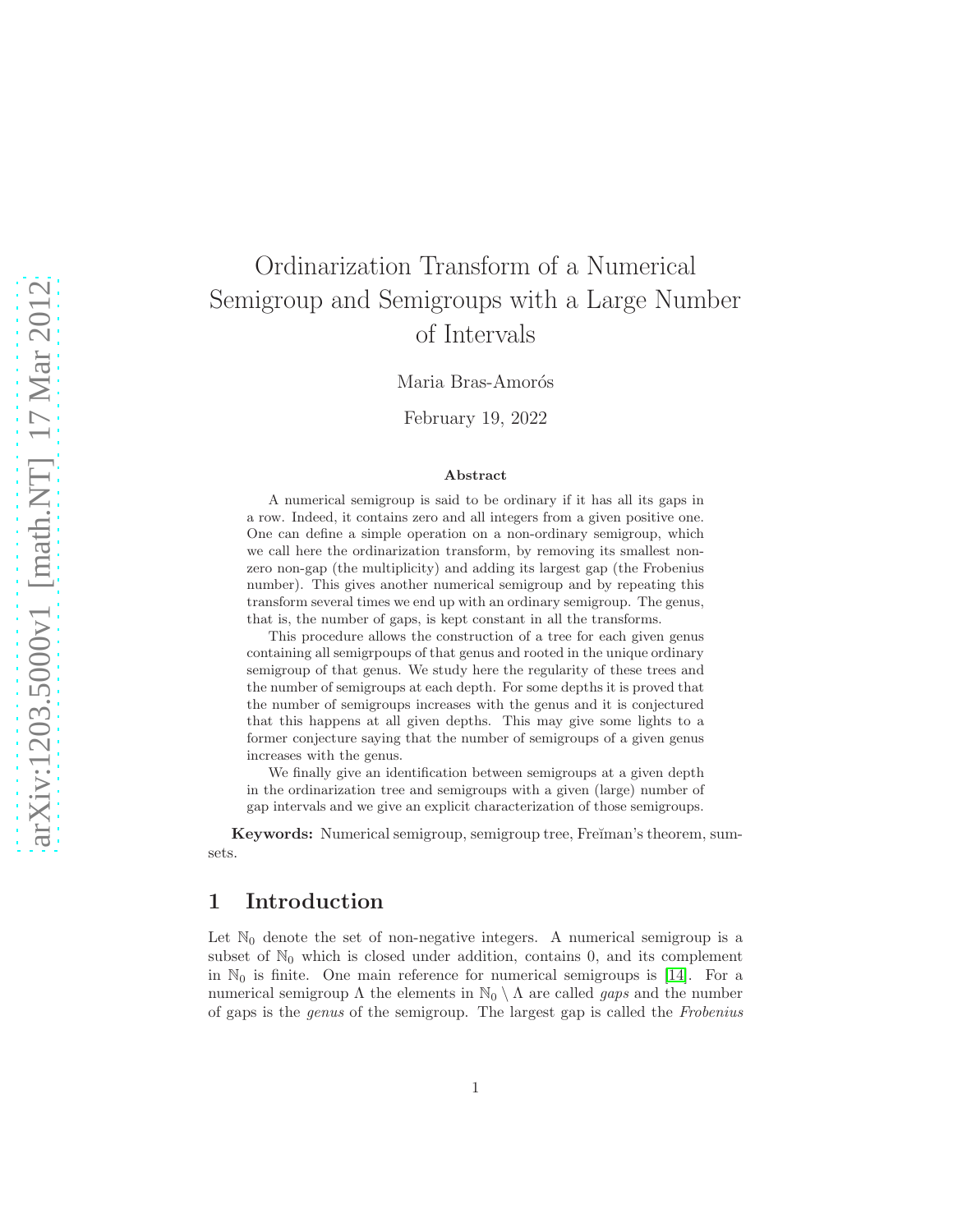# Ordinarization Transform of a Numerical Semigroup and Semigroups with a Large Number of Intervals

Maria Bras-Amorós

February 19, 2022

### Abstract

A numerical semigroup is said to be ordinary if it has all its gaps in a row. Indeed, it contains zero and all integers from a given positive one. One can define a simple operation on a non-ordinary semigroup, which we call here the ordinarization transform, by removing its smallest non-zero non-gap (the multiplicity) and adding its largest gap (the Frobenius number). This gives another numerical semigroup and by repeating this transform several times we end up with an ordinary semigroup. The genus, that is, the number of gaps, is kept constant in all the transforms.

This procedure allows the construction of a tree for each given genus containing all semigrpoups of that genus and rooted in the unique ordinary semigroup of that genus. We study here the regularity of these trees and the number of semigroups at each depth. For some depths it is proved that the number of semigroups increases with the genus and it is conjectured that this happens at all given depths. This may give some lights to a former conjecture saying that the number of semigroups of a given genus increases with the genus.

We finally give an identification between semigroups at a given depth in the ordinarization tree and semigroups with a given (large) number of gap intervals and we give an explicit characterization of those semigroups.

**Keywords:** Numerical semigroup, semigroup tree, Freĭman's theorem, sumsets.

## 1 Introduction

Let $\mathbb{N}_0$ denote the set of non-negative integers. A numerical semigroup is a subset of $\mathbb{N}_0$ which is closed under addition, contains 0, and its complement in $\mathbb{N}_0$ is finite. One main reference for numerical semigroups is [14]. For a numerical semigroup $\Lambda$ the elements in $\mathbb{N}_0 \setminus \Lambda$ are called *gaps* and the number of gaps is the *genus* of the semigroup. The largest gap is called the *Frobenius*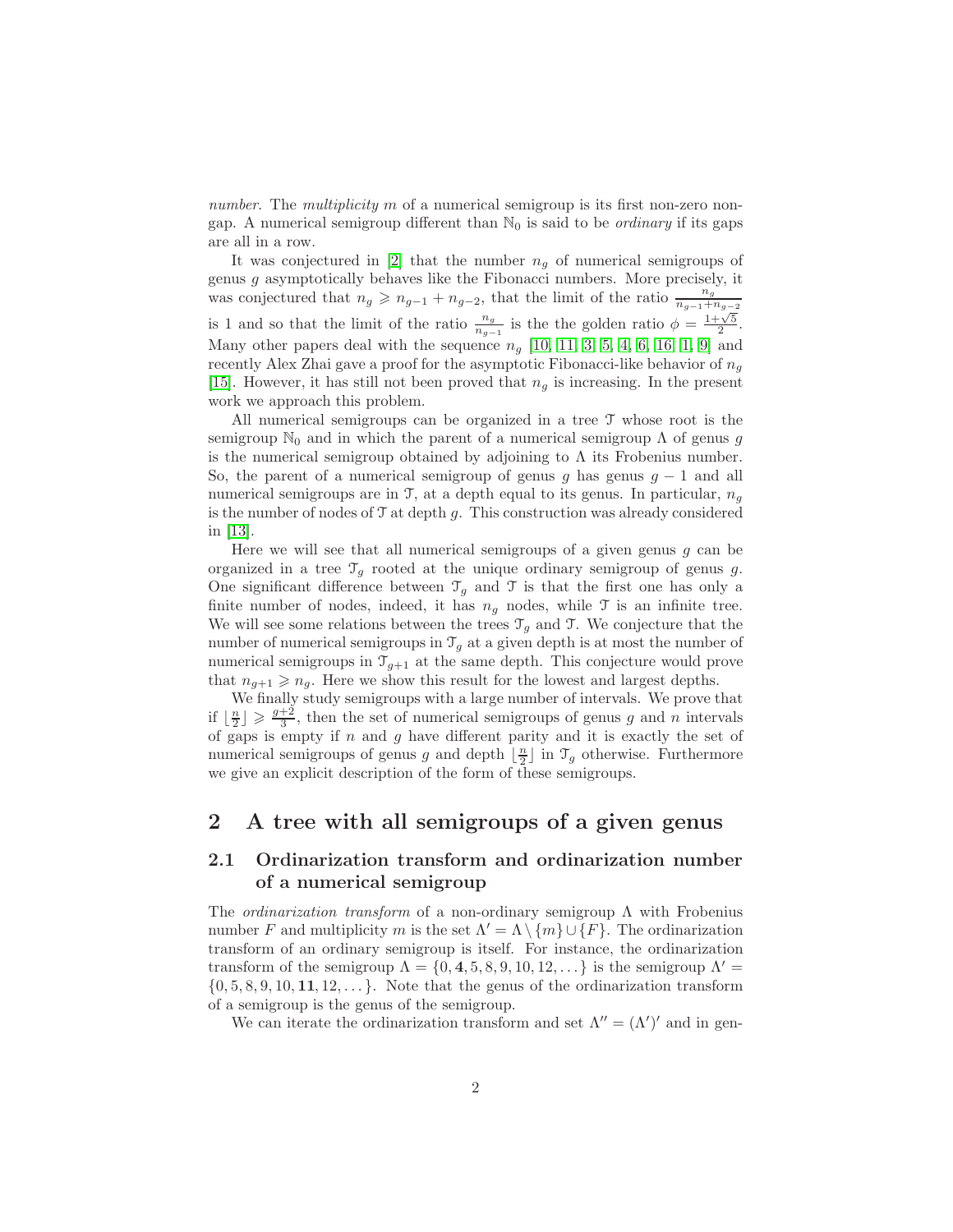*number*. The *multiplicity* $m$ of a numerical semigroup is its first non-zero non-gap. A numerical semigroup different than $\mathbb{N}_0$ is said to be *ordinary* if its gaps are all in a row.

It was conjectured in [2] that the number $n_g$ of numerical semigroups of genus $g$ asymptotically behaves like the Fibonacci numbers. More precisely, it was conjectured that $n_g \geqslant n_{g-1} + n_{g-2}$, that the limit of the ratio $\frac{n_g}{n_{g-1}+n_{g-2}}$ is 1 and so that the limit of the ratio $\frac{n_g}{n_{g-1}}$ is the the golden ratio $\phi = \frac{1+\sqrt{5}}{2}$. Many other papers deal with the sequence $n_g$ [10, 11, 3, 5, 4, 6, 16, 1, 9] and recently Alex Zhai gave a proof for the asymptotic Fibonacci-like behavior of $n_g$ [15]. However, it has still not been proved that $n_g$ is increasing. In the present work we approach this problem.

All numerical semigroups can be organized in a tree $\mathcal{T}$ whose root is the semigroup $\mathbb{N}_0$ and in which the parent of a numerical semigroup $\Lambda$ of genus $g$ is the numerical semigroup obtained by adjoining to $\Lambda$ its Frobenius number. So, the parent of a numerical semigroup of genus $g$ has genus $g-1$ and all numerical semigroups are in $\mathcal{T}$, at a depth equal to its genus. In particular, $n_g$ is the number of nodes of $\mathcal{T}$ at depth $g$. This construction was already considered in [13].

Here we will see that all numerical semigroups of a given genus $g$ can be organized in a tree $\mathcal{T}_g$ rooted at the unique ordinary semigroup of genus $g$. One significant difference between $\mathcal{T}_g$ and $\mathcal{T}$ is that the first one has only a finite number of nodes, indeed, it has $n_g$ nodes, while $\mathcal{T}$ is an infinite tree. We will see some relations between the trees $\mathcal{T}_g$ and $\mathcal{T}$. We conjecture that the number of numerical semigroups in $\mathcal{T}_g$ at a given depth is at most the number of numerical semigroups in $\mathcal{T}_{g+1}$ at the same depth. This conjecture would prove that $n_{g+1} \geqslant n_g$. Here we show this result for the lowest and largest depths.

We finally study semigroups with a large number of intervals. We prove that if $\lfloor \frac{n}{2} \rfloor \geqslant \frac{g+2}{3}$, then the set of numerical semigroups of genus $g$ and $n$ intervals of gaps is empty if $n$ and $g$ have different parity and it is exactly the set of numerical semigroups of genus $g$ and depth $\lfloor \frac{n}{2} \rfloor$ in $\mathcal{T}_g$ otherwise. Furthermore we give an explicit description of the form of these semigroups.

## 2 A tree with all semigroups of a given genus

### 2.1 Ordinarization transform and ordinarization number of a numerical semigroup

The *ordinarization transform* of a non-ordinary semigroup $\Lambda$ with Frobenius number $F$ and multiplicity $m$ is the set $\Lambda' = \Lambda \setminus \{m\} \cup \{F\}$. The ordinarization transform of an ordinary semigroup is itself. For instance, the ordinarization transform of the semigroup $\Lambda = \{0, \mathbf{4}, 5, 8, 9, 10, 12, \dots\}$ is the semigroup $\Lambda' = \{0, 5, 8, 9, 10, \mathbf{11}, 12, \dots\}$. Note that the genus of the ordinarization transform of a semigroup is the genus of the semigroup.

We can iterate the ordinarization transform and set $\Lambda'' = (\Lambda')'$ and in gen-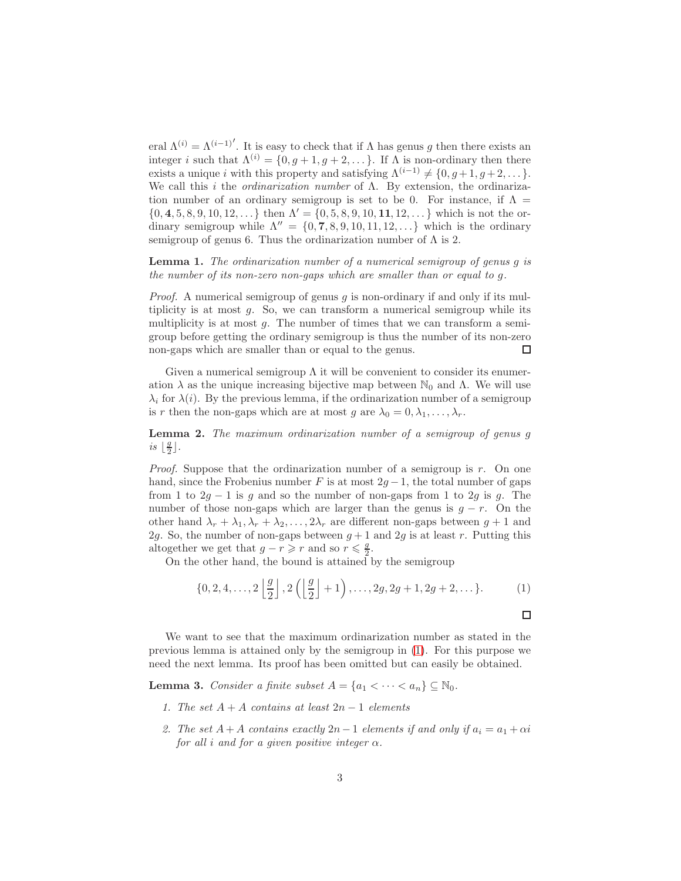eral $\Lambda^{(i)} = \Lambda^{(i-1)'}$. It is easy to check that if $\Lambda$ has genus $g$ then there exists an integer $i$ such that $\Lambda^{(i)} = \{0, g+1, g+2, \dots\}$. If $\Lambda$ is non-ordinary then there exists a unique $i$ with this property and satisfying $\Lambda^{(i-1)} \neq \{0, g+1, g+2, \dots\}$. We call this $i$ the *ordinarization number* of $\Lambda$. By extension, the ordinarization number of an ordinary semigroup is set to be 0. For instance, if $\Lambda = \{0, \mathbf{4}, 5, 8, 9, 10, 12, \dots\}$ then $\Lambda' = \{0, 5, 8, 9, 10, \mathbf{11}, 12, \dots\}$ which is not the ordinary semigroup while $\Lambda'' = \{0, \mathbf{7}, 8, 9, 10, 11, 12, \dots\}$ which is the ordinary semigroup of genus 6. Thus the ordinarization number of $\Lambda$ is 2.

**Lemma 1.** *The ordinarization number of a numerical semigroup of genus $g$ is the number of its non-zero non-gaps which are smaller than or equal to $g$.*

*Proof.* A numerical semigroup of genus $g$ is non-ordinary if and only if its multiplicity is at most $g$. So, we can transform a numerical semigroup while its multiplicity is at most $g$. The number of times that we can transform a semigroup before getting the ordinary semigroup is thus the number of its non-zero non-gaps which are smaller than or equal to the genus. $\square$

Given a numerical semigroup $\Lambda$ it will be convenient to consider its enumeration $\lambda$ as the unique increasing bijective map between $\mathbb{N}_0$ and $\Lambda$. We will use $\lambda_i$ for $\lambda(i)$. By the previous lemma, if the ordinarization number of a semigroup is $r$ then the non-gaps which are at most $g$ are $\lambda_0 = 0, \lambda_1, \dots, \lambda_r$.

**Lemma 2.** *The maximum ordinarization number of a semigroup of genus $g$ is $\lfloor \frac{g}{2} \rfloor$.*

*Proof.* Suppose that the ordinarization number of a semigroup is $r$. On one hand, since the Frobenius number $F$ is at most $2g-1$, the total number of gaps from 1 to $2g-1$ is $g$ and so the number of non-gaps from 1 to $2g$ is $g$. The number of those non-gaps which are larger than the genus is $g - r$. On the other hand $\lambda_r + \lambda_1, \lambda_r + \lambda_2, \dots, 2\lambda_r$ are different non-gaps between $g+1$ and $2g$. So, the number of non-gaps between $g+1$ and $2g$ is at least $r$. Putting this altogether we get that $g - r \geqslant r$ and so $r \leqslant \frac{g}{2}$.

On the other hand, the bound is attained by the semigroup

$$\{0, 2, 4, \dots, 2\left\lfloor \frac{g}{2} \right\rfloor, 2\left(\left\lfloor \frac{g}{2} \right\rfloor + 1\right), \dots, 2g, 2g+1, 2g+2, \dots\}. \tag{1}$$

$\square$

We want to see that the maximum ordinarization number as stated in the previous lemma is attained only by the semigroup in (1). For this purpose we need the next lemma. Its proof has been omitted but can easily be obtained.

**Lemma 3.** *Consider a finite subset $A = \{a_1 < \dots < a_n\} \subseteq \mathbb{N}_0$.*

1. *The set $A + A$ contains at least $2n - 1$ elements*
2. *The set $A + A$ contains exactly $2n - 1$ elements if and only if $a_i = a_1 + \alpha i$ for all $i$ and for a given positive integer $\alpha$.*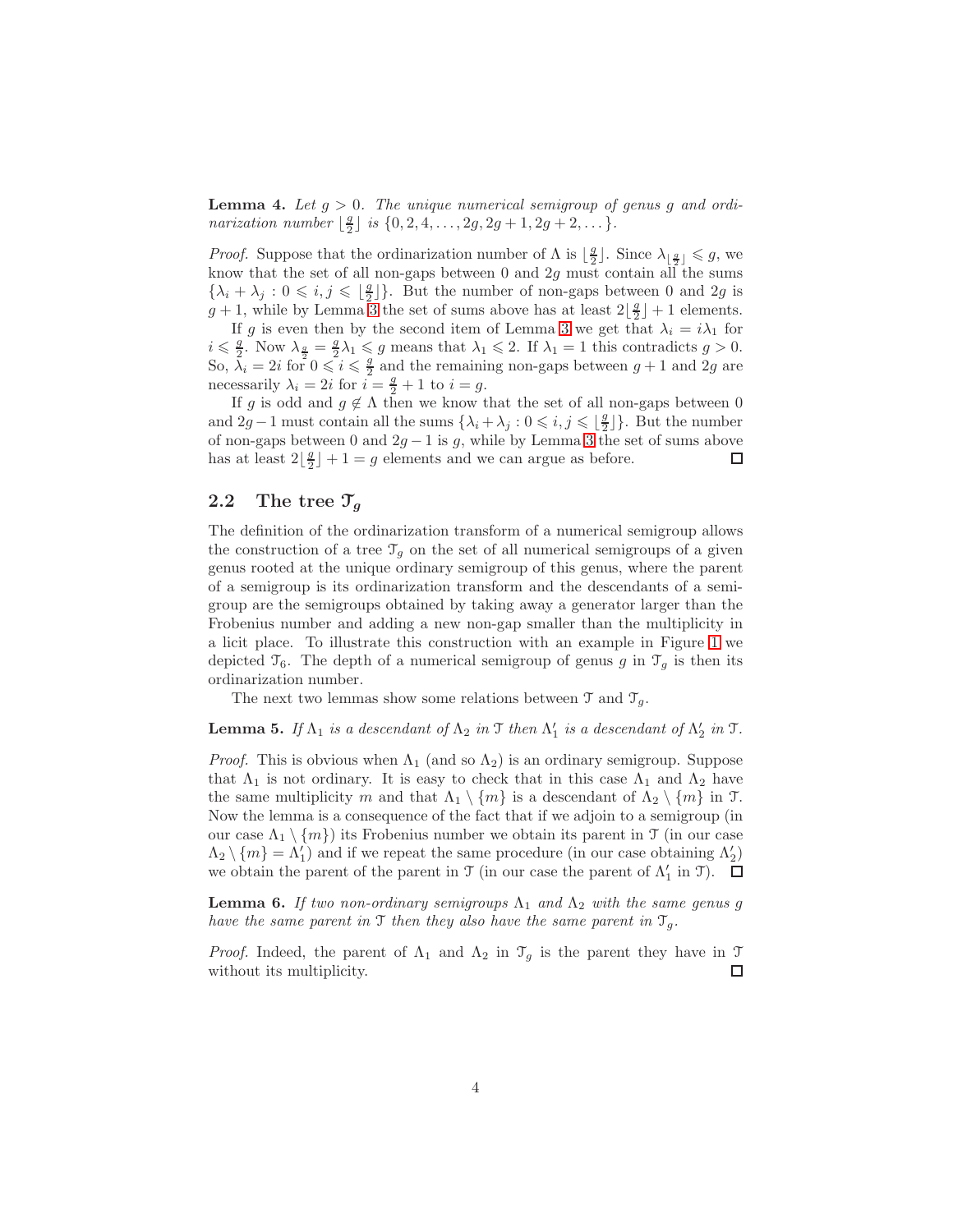**Lemma 4.** *Let $g > 0$. The unique numerical semigroup of genus $g$ and ordinarization number $\lfloor \frac{g}{2} \rfloor$ is $\{0, 2, 4, \dots, 2g, 2g+1, 2g+2, \dots\}$.*

*Proof.* Suppose that the ordinarization number of $\Lambda$ is $\lfloor \frac{g}{2} \rfloor$. Since $\lambda_{\lfloor \frac{g}{2} \rfloor} \leqslant g$, we know that the set of all non-gaps between 0 and $2g$ must contain all the sums $\{\lambda_i + \lambda_j : 0 \leqslant i, j \leqslant \lfloor \frac{g}{2} \rfloor\}$. But the number of non-gaps between 0 and $2g$ is $g+1$, while by Lemma 3 the set of sums above has at least $2\lfloor \frac{g}{2} \rfloor + 1$ elements.

If $g$ is even then by the second item of Lemma 3 we get that $\lambda_i = i\lambda_1$ for $i \leqslant \frac{g}{2}$. Now $\lambda_{\frac{g}{2}} = \frac{g}{2}\lambda_1 \leqslant g$ means that $\lambda_1 \leqslant 2$. If $\lambda_1 = 1$ this contradicts $g > 0$. So, $\lambda_i = 2i$ for $0 \leqslant i \leqslant \frac{g}{2}$ and the remaining non-gaps between $g+1$ and $2g$ are necessarily $\lambda_i = 2i$ for $i = \frac{g}{2} + 1$ to $i = g$.

If $g$ is odd and $g \notin \Lambda$ then we know that the set of all non-gaps between 0 and $2g-1$ must contain all the sums $\{\lambda_i + \lambda_j : 0 \leqslant i, j \leqslant \lfloor \frac{g}{2} \rfloor\}$. But the number of non-gaps between 0 and $2g-1$ is $g$, while by Lemma 3 the set of sums above has at least $2\lfloor \frac{g}{2} \rfloor + 1 = g$ elements and we can argue as before. □

## 2.2 The tree $\mathcal{T}_g$

The definition of the ordinarization transform of a numerical semigroup allows the construction of a tree $\mathcal{T}_g$ on the set of all numerical semigroups of a given genus rooted at the unique ordinary semigroup of this genus, where the parent of a semigroup is its ordinarization transform and the descendants of a semigroup are the semigroups obtained by taking away a generator larger than the Frobenius number and adding a new non-gap smaller than the multiplicity in a licit place. To illustrate this construction with an example in Figure 1 we depicted $\mathcal{T}_6$. The depth of a numerical semigroup of genus $g$ in $\mathcal{T}_g$ is then its ordinarization number.

The next two lemmas show some relations between $\mathcal{T}$ and $\mathcal{T}_g$.

**Lemma 5.** *If $\Lambda_1$ is a descendant of $\Lambda_2$ in $\mathcal{T}$ then $\Lambda_1'$ is a descendant of $\Lambda_2'$ in $\mathcal{T}$.*

*Proof.* This is obvious when $\Lambda_1$ (and so $\Lambda_2$) is an ordinary semigroup. Suppose that $\Lambda_1$ is not ordinary. It is easy to check that in this case $\Lambda_1$ and $\Lambda_2$ have the same multiplicity $m$ and that $\Lambda_1 \setminus \{m\}$ is a descendant of $\Lambda_2 \setminus \{m\}$ in $\mathcal{T}$. Now the lemma is a consequence of the fact that if we adjoin to a semigroup (in our case $\Lambda_1 \setminus \{m\}$) its Frobenius number we obtain its parent in $\mathcal{T}$ (in our case $\Lambda_2 \setminus \{m\} = \Lambda_1'$) and if we repeat the same procedure (in our case obtaining $\Lambda_2'$) we obtain the parent of the parent in $\mathcal{T}$ (in our case the parent of $\Lambda_1'$ in $\mathcal{T}$). □

**Lemma 6.** *If two non-ordinary semigroups $\Lambda_1$ and $\Lambda_2$ with the same genus $g$ have the same parent in $\mathcal{T}$ then they also have the same parent in $\mathcal{T}_g$.*

*Proof.* Indeed, the parent of $\Lambda_1$ and $\Lambda_2$ in $\mathcal{T}_g$ is the parent they have in $\mathcal{T}$ without its multiplicity. □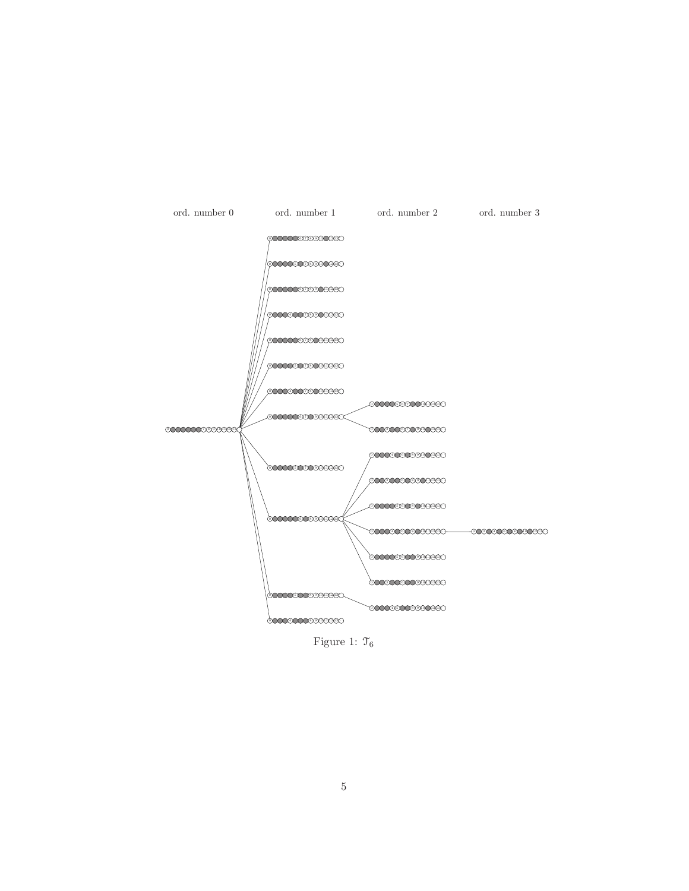ord. number 0 ord. number 1 ord. number 2 ord. number 3

Figure 1: $\mathcal{T}_6$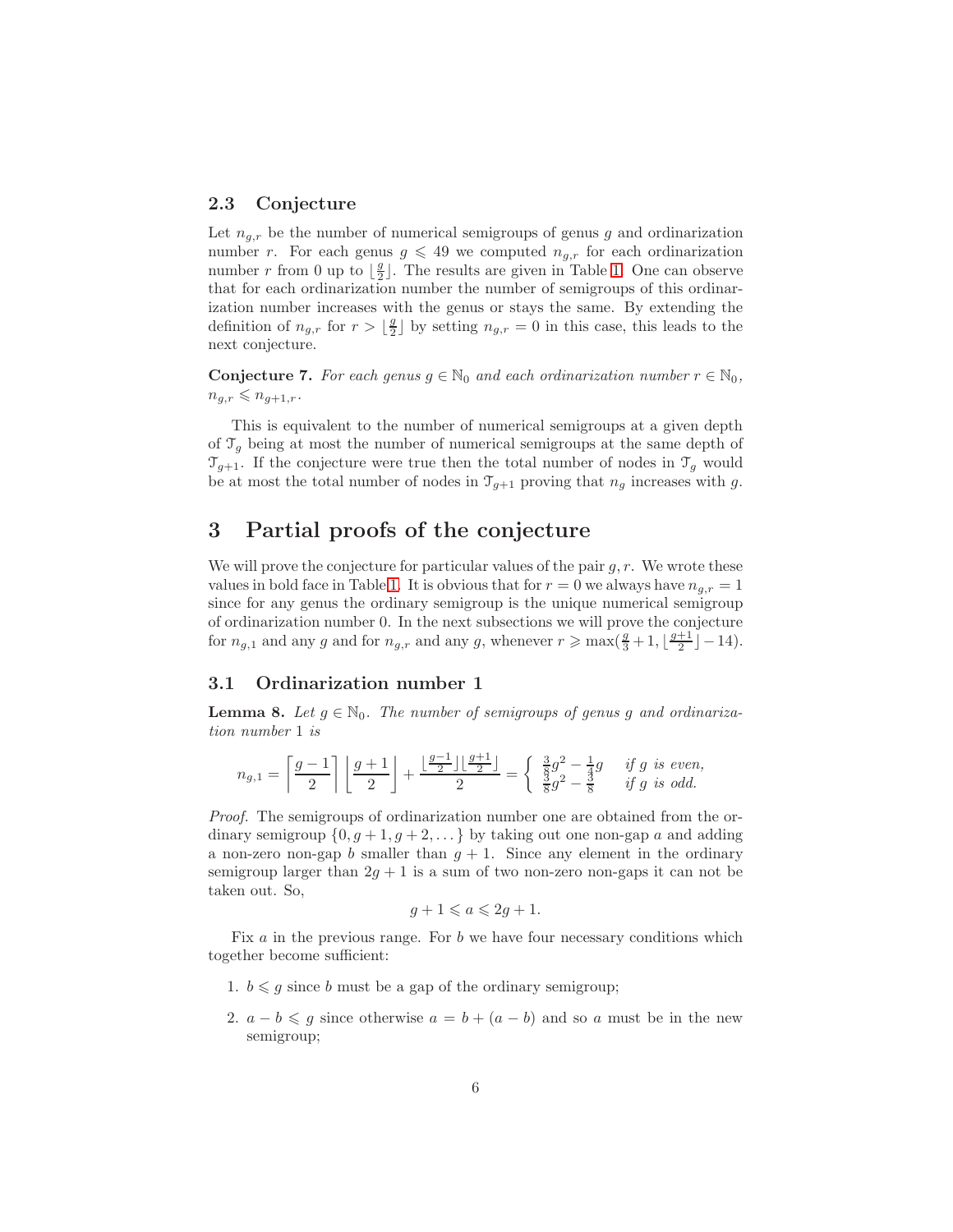### 2.3 Conjecture

Let $n_{g,r}$ be the number of numerical semigroups of genus $g$ and ordinarization number $r$. For each genus $g \leqslant 49$ we computed $n_{g,r}$ for each ordinarization number $r$ from 0 up to $\lfloor \frac{g}{2} \rfloor$. The results are given in Table 1. One can observe that for each ordinarization number the number of semigroups of this ordinarization number increases with the genus or stays the same. By extending the definition of $n_{g,r}$ for $r > \lfloor \frac{g}{2} \rfloor$ by setting $n_{g,r} = 0$ in this case, this leads to the next conjecture.

**Conjecture 7.** *For each genus $g \in \mathbb{N}_0$ and each ordinarization number $r \in \mathbb{N}_0$, $n_{g,r} \leqslant n_{g+1,r}$.*

This is equivalent to the number of numerical semigroups at a given depth of $\mathcal{T}_g$ being at most the number of numerical semigroups at the same depth of $\mathcal{T}_{g+1}$. If the conjecture were true then the total number of nodes in $\mathcal{T}_g$ would be at most the total number of nodes in $\mathcal{T}_{g+1}$ proving that $n_g$ increases with $g$.

## 3 Partial proofs of the conjecture

We will prove the conjecture for particular values of the pair $g, r$. We wrote these values in bold face in Table 1. It is obvious that for $r = 0$ we always have $n_{g,r} = 1$ since for any genus the ordinary semigroup is the unique numerical semigroup of ordinarization number 0. In the next subsections we will prove the conjecture for $n_{g,1}$ and any $g$ and for $n_{g,r}$ and any $g$, whenever $r \geqslant \max(\frac{g}{3}+1, \lfloor \frac{g+1}{2} \rfloor - 14)$.

### 3.1 Ordinarization number 1

**Lemma 8.** *Let $g \in \mathbb{N}_0$. The number of semigroups of genus $g$ and ordinarization number 1 is*

$$n_{g,1} = \left\lceil \frac{g-1}{2} \right\rceil \left\lfloor \frac{g+1}{2} \right\rfloor + \frac{\lfloor \frac{g-1}{2} \rfloor \lfloor \frac{g+1}{2} \rfloor}{2} = \begin{cases} \frac{3}{8}g^2 - \frac{1}{4}g & \text{if } g \text{ is even,} \\ \frac{3}{8}g^2 - \frac{3}{8} & \text{if } g \text{ is odd.} \end{cases}$$

*Proof.* The semigroups of ordinarization number one are obtained from the ordinary semigroup $\{0, g+1, g+2, \dots\}$ by taking out one non-gap $a$ and adding a non-zero non-gap $b$ smaller than $g+1$. Since any element in the ordinary semigroup larger than $2g+1$ is a sum of two non-zero non-gaps it can not be taken out. So,

$$g + 1 \leqslant a \leqslant 2g + 1.$$

Fix $a$ in the previous range. For $b$ we have four necessary conditions which together become sufficient:

1. $b \leqslant g$ since $b$ must be a gap of the ordinary semigroup;
2. $a - b \leqslant g$ since otherwise $a = b + (a - b)$ and so $a$ must be in the new semigroup;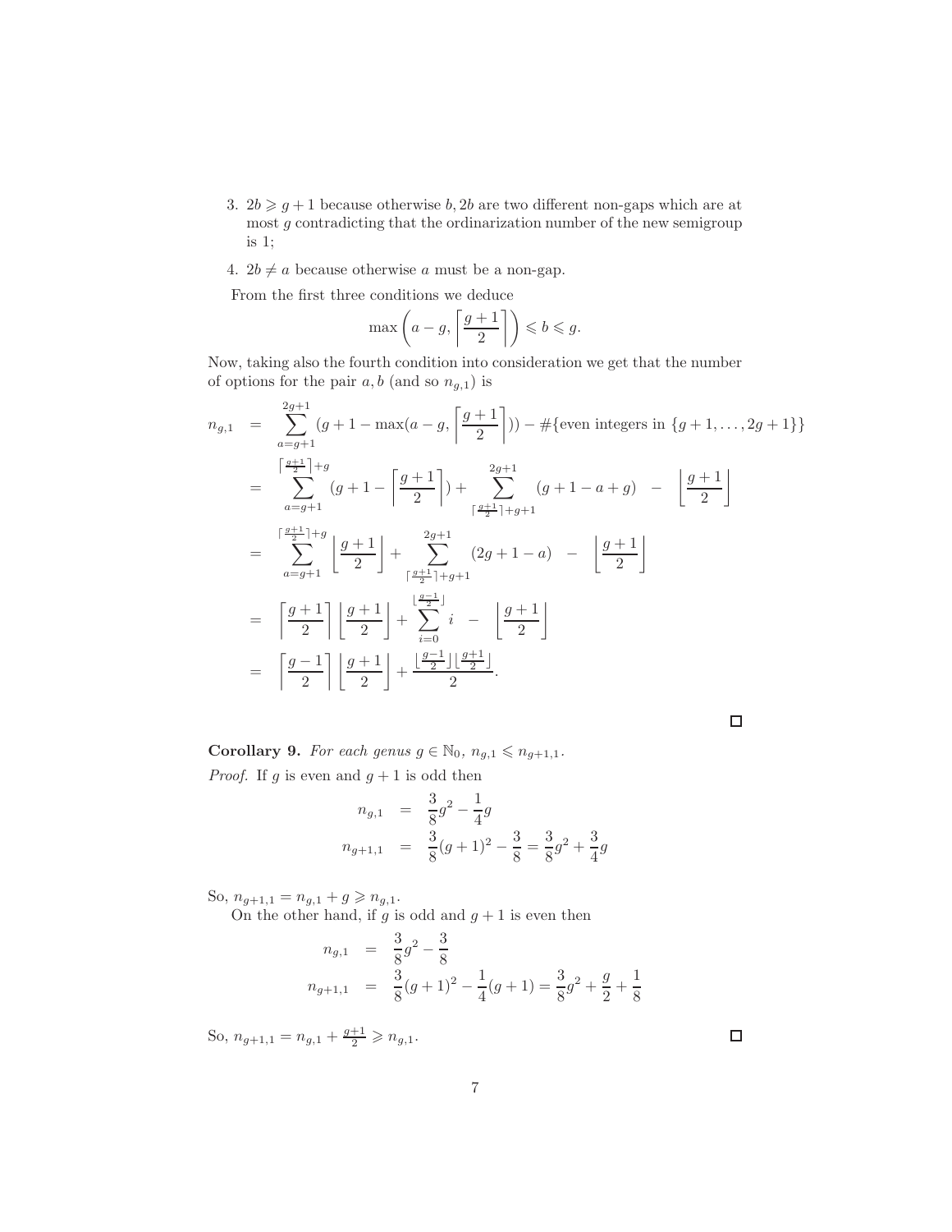3. $2b \geqslant g+1$ because otherwise $b, 2b$ are two different non-gaps which are at most $g$ contradicting that the ordinarization number of the new semigroup is 1;
4. $2b \neq a$ because otherwise $a$ must be a non-gap.

From the first three conditions we deduce

$$\max\left(a-g, \left\lceil \frac{g+1}{2} \right\rceil\right) \leqslant b \leqslant g.$$

Now, taking also the fourth condition into consideration we get that the number of options for the pair $a, b$ (and so $n_{g,1}$) is

$$\begin{aligned}
n_{g,1} &= \sum_{a=g+1}^{2g+1} \left(g+1-\max\left(a-g, \left\lceil \frac{g+1}{2} \right\rceil\right)\right) - \#\{\text{even integers in } \{g+1,\dots,2g+1\}\} \\
&= \sum_{a=g+1}^{\lceil \frac{g+1}{2} \rceil + g} \left(g+1-\left\lceil \frac{g+1}{2} \right\rceil\right) + \sum_{\lceil \frac{g+1}{2} \rceil + g+1}^{2g+1} (g+1-a+g) \;-\; \left\lfloor \frac{g+1}{2} \right\rfloor \\
&= \sum_{a=g+1}^{\lceil \frac{g+1}{2} \rceil + g} \left\lfloor \frac{g+1}{2} \right\rfloor + \sum_{\lceil \frac{g+1}{2} \rceil + g+1}^{2g+1} (2g+1-a) \;-\; \left\lfloor \frac{g+1}{2} \right\rfloor \\
&= \left\lceil \frac{g+1}{2} \right\rceil \left\lfloor \frac{g+1}{2} \right\rfloor + \sum_{i=0}^{\lfloor \frac{g-1}{2} \rfloor} i \;-\; \left\lfloor \frac{g+1}{2} \right\rfloor \\
&= \left\lceil \frac{g-1}{2} \right\rceil \left\lfloor \frac{g+1}{2} \right\rfloor + \frac{\lfloor \frac{g-1}{2} \rfloor \lfloor \frac{g+1}{2} \rfloor}{2}.
\end{aligned}$$

□

**Corollary 9.** *For each genus $g \in \mathbb{N}_0$, $n_{g,1} \leqslant n_{g+1,1}$.*

*Proof.* If $g$ is even and $g+1$ is odd then

$$\begin{aligned}
n_{g,1} &= \frac{3}{8}g^2 - \frac{1}{4}g \\
n_{g+1,1} &= \frac{3}{8}(g+1)^2 - \frac{3}{8} = \frac{3}{8}g^2 + \frac{3}{4}g
\end{aligned}$$

So, $n_{g+1,1} = n_{g,1} + g \geqslant n_{g,1}$.

On the other hand, if $g$ is odd and $g+1$ is even then

$$\begin{aligned}
n_{g,1} &= \frac{3}{8}g^2 - \frac{3}{8} \\
n_{g+1,1} &= \frac{3}{8}(g+1)^2 - \frac{1}{4}(g+1) = \frac{3}{8}g^2 + \frac{g}{2} + \frac{1}{8}
\end{aligned}$$

So, $n_{g+1,1} = n_{g,1} + \frac{g+1}{2} \geqslant n_{g,1}$. □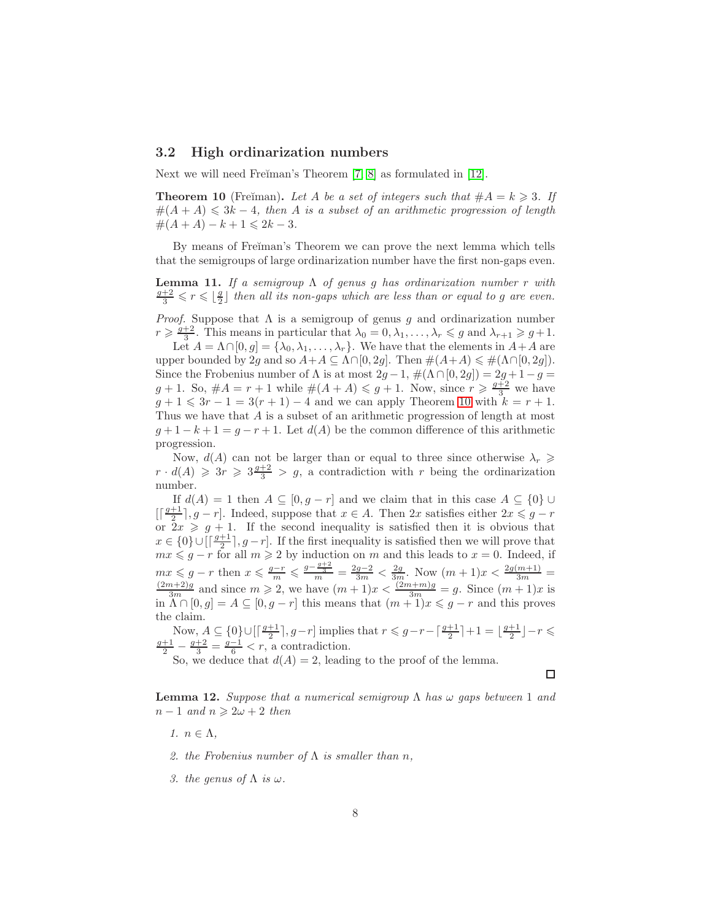### 3.2 High ordinarization numbers

Next we will need Freĭman's Theorem [7, 8] as formulated in [12].

**Theorem 10** (Freĭman). *Let $A$ be a set of integers such that $\#A = k \geqslant 3$. If $\#(A+A) \leqslant 3k-4$, then $A$ is a subset of an arithmetic progression of length $\#(A+A)-k+1 \leqslant 2k-3$.*

By means of Freĭman's Theorem we can prove the next lemma which tells that the semigroups of large ordinarization number have the first non-gaps even.

**Lemma 11.** *If a semigroup $\Lambda$ of genus $g$ has ordinarization number $r$ with $\frac{g+2}{3} \leqslant r \leqslant \lfloor \frac{g}{2} \rfloor$ then all its non-gaps which are less than or equal to $g$ are even.*

*Proof.* Suppose that $\Lambda$ is a semigroup of genus $g$ and ordinarization number $r \geqslant \frac{g+2}{3}$. This means in particular that $\lambda_0 = 0, \lambda_1, \dots, \lambda_r \leqslant g$ and $\lambda_{r+1} \geqslant g+1$.

Let $A = \Lambda \cap [0,g] = \{\lambda_0, \lambda_1, \dots, \lambda_r\}$. We have that the elements in $A+A$ are upper bounded by $2g$ and so $A+A \subseteq \Lambda \cap [0,2g]$. Then $\#(A+A) \leqslant \#(\Lambda \cap [0,2g])$. Since the Frobenius number of $\Lambda$ is at most $2g-1$, $\#(\Lambda \cap [0,2g]) = 2g+1-g = g+1$. So, $\#A = r+1$ while $\#(A+A) \leqslant g+1$. Now, since $r \geqslant \frac{g+2}{3}$ we have $g+1 \leqslant 3r-1 = 3(r+1)-4$ and we can apply Theorem 10 with $k = r+1$. Thus we have that $A$ is a subset of an arithmetic progression of length at most $g+1-k+1 = g-r+1$. Let $d(A)$ be the common difference of this arithmetic progression.

Now, $d(A)$ can not be larger than or equal to three since otherwise $\lambda_r \geqslant r \cdot d(A) \geqslant 3r \geqslant 3\frac{g+2}{3} > g$, a contradiction with $r$ being the ordinarization number.

If $d(A) = 1$ then $A \subseteq [0, g-r]$ and we claim that in this case $A \subseteq \{0\} \cup [\lceil \frac{g+1}{2} \rceil, g-r]$. Indeed, suppose that $x \in A$. Then $2x$ satisfies either $2x \leqslant g-r$ or $2x \geqslant g+1$. If the second inequality is satisfied then it is obvious that $x \in \{0\} \cup [\lceil \frac{g+1}{2} \rceil, g-r]$. If the first inequality is satisfied then we will prove that $mx \leqslant g-r$ for all $m \geqslant 2$ by induction on $m$ and this leads to $x = 0$. Indeed, if $mx \leqslant g-r$ then $x \leqslant \frac{g-r}{m} \leqslant \frac{g-\frac{g+2}{3}}{m} = \frac{2g-2}{3m} < \frac{2g}{3m}$. Now $(m+1)x < \frac{2g(m+1)}{3m} = \frac{(2m+2)g}{3m}$ and since $m \geqslant 2$, we have $(m+1)x < \frac{(2m+m)g}{3m} = g$. Since $(m+1)x$ is in $\Lambda \cap [0,g] = A \subseteq [0, g-r]$ this means that $(m+1)x \leqslant g-r$ and this proves the claim.

Now, $A \subseteq \{0\} \cup [\lceil \frac{g+1}{2} \rceil, g-r]$ implies that $r \leqslant g-r-\lceil \frac{g+1}{2} \rceil + 1 = \lfloor \frac{g+1}{2} \rfloor - r \leqslant \frac{g+1}{2} - \frac{g+2}{3} = \frac{g-1}{6} < r$, a contradiction.

So, we deduce that $d(A) = 2$, leading to the proof of the lemma. $\square$

**Lemma 12.** *Suppose that a numerical semigroup $\Lambda$ has $\omega$ gaps between 1 and $n-1$ and $n \geqslant 2\omega + 2$ then*

1. *$n \in \Lambda$,*
2. *the Frobenius number of $\Lambda$ is smaller than $n$,*
3. *the genus of $\Lambda$ is $\omega$.*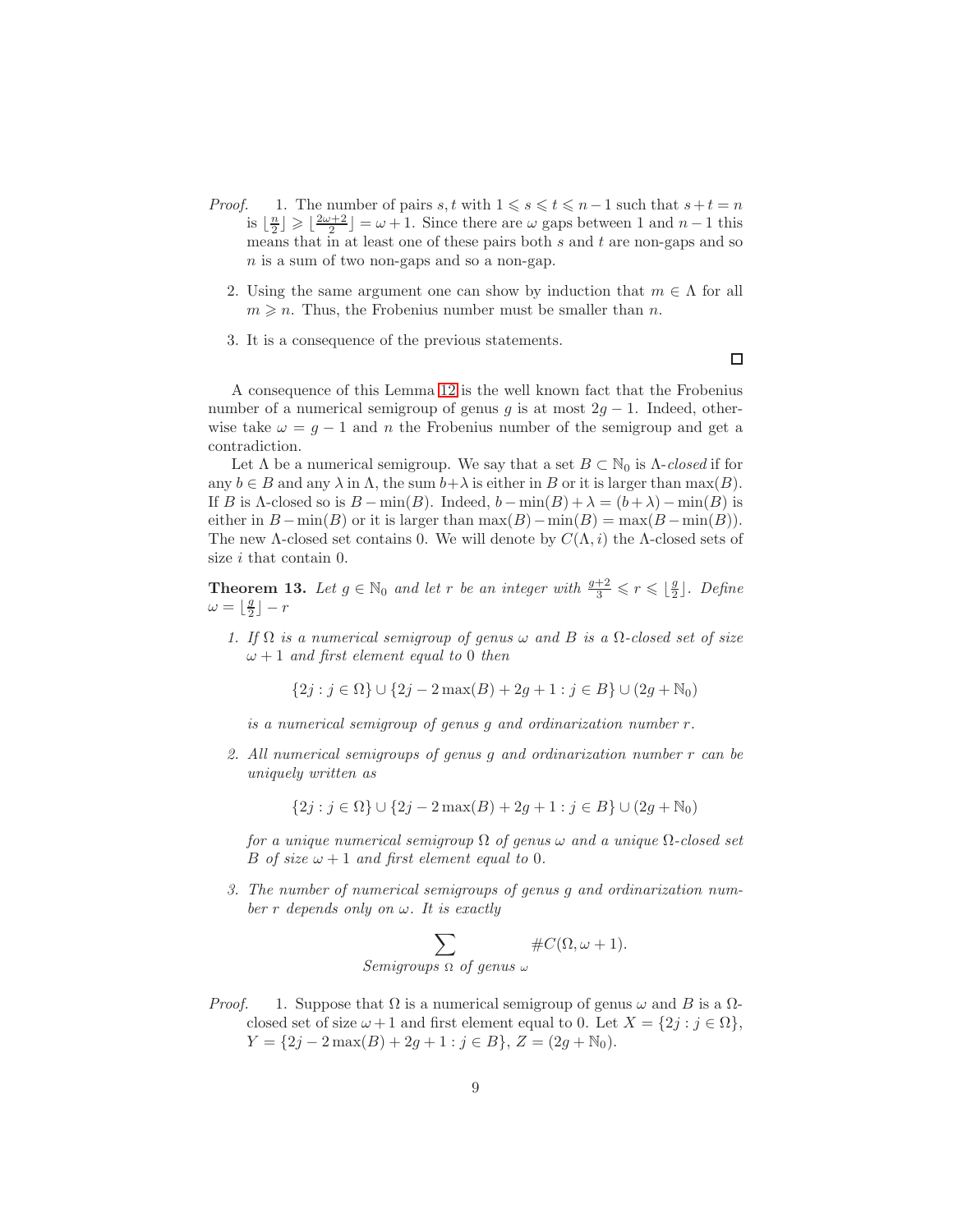*Proof.*

1. The number of pairs $s, t$ with $1 \leqslant s \leqslant t \leqslant n-1$ such that $s+t=n$ is $\lfloor \frac{n}{2} \rfloor \geqslant \lfloor \frac{2\omega+2}{2} \rfloor = \omega+1$. Since there are $\omega$ gaps between 1 and $n-1$ this means that in at least one of these pairs both $s$ and $t$ are non-gaps and so $n$ is a sum of two non-gaps and so a non-gap.

2. Using the same argument one can show by induction that $m \in \Lambda$ for all $m \geqslant n$. Thus, the Frobenius number must be smaller than $n$.

3. It is a consequence of the previous statements.

□

A consequence of this Lemma 12 is the well known fact that the Frobenius number of a numerical semigroup of genus $g$ is at most $2g-1$. Indeed, otherwise take $\omega = g-1$ and $n$ the Frobenius number of the semigroup and get a contradiction.

Let $\Lambda$ be a numerical semigroup. We say that a set $B \subset \mathbb{N}_0$ is $\Lambda$-*closed* if for any $b \in B$ and any $\lambda$ in $\Lambda$, the sum $b+\lambda$ is either in $B$ or it is larger than $\max(B)$. If $B$ is $\Lambda$-closed so is $B - \min(B)$. Indeed, $b - \min(B) + \lambda = (b+\lambda) - \min(B)$ is either in $B - \min(B)$ or it is larger than $\max(B) - \min(B) = \max(B - \min(B))$. The new $\Lambda$-closed set contains 0. We will denote by $C(\Lambda, i)$ the $\Lambda$-closed sets of size $i$ that contain 0.

**Theorem 13.** *Let $g \in \mathbb{N}_0$ and let $r$ be an integer with $\frac{g+2}{3} \leqslant r \leqslant \lfloor \frac{g}{2} \rfloor$. Define $\omega = \lfloor \frac{g}{2} \rfloor - r$*

1. *If $\Omega$ is a numerical semigroup of genus $\omega$ and $B$ is a $\Omega$-closed set of size $\omega+1$ and first element equal to 0 then*

$$\{2j : j \in \Omega\} \cup \{2j - 2\max(B) + 2g + 1 : j \in B\} \cup (2g + \mathbb{N}_0)$$

   *is a numerical semigroup of genus $g$ and ordinarization number $r$.*

2. *All numerical semigroups of genus $g$ and ordinarization number $r$ can be uniquely written as*

$$\{2j : j \in \Omega\} \cup \{2j - 2\max(B) + 2g + 1 : j \in B\} \cup (2g + \mathbb{N}_0)$$

   *for a unique numerical semigroup $\Omega$ of genus $\omega$ and a unique $\Omega$-closed set $B$ of size $\omega+1$ and first element equal to 0.*

3. *The number of numerical semigroups of genus $g$ and ordinarization number $r$ depends only on $\omega$. It is exactly*

$$\sum_{\text{Semigroups } \Omega \text{ of genus } \omega} \#C(\Omega, \omega+1).$$

*Proof.*

1. Suppose that $\Omega$ is a numerical semigroup of genus $\omega$ and $B$ is a $\Omega$-closed set of size $\omega+1$ and first element equal to 0. Let $X = \{2j : j \in \Omega\}$, $Y = \{2j - 2\max(B) + 2g + 1 : j \in B\}$, $Z = (2g + \mathbb{N}_0)$.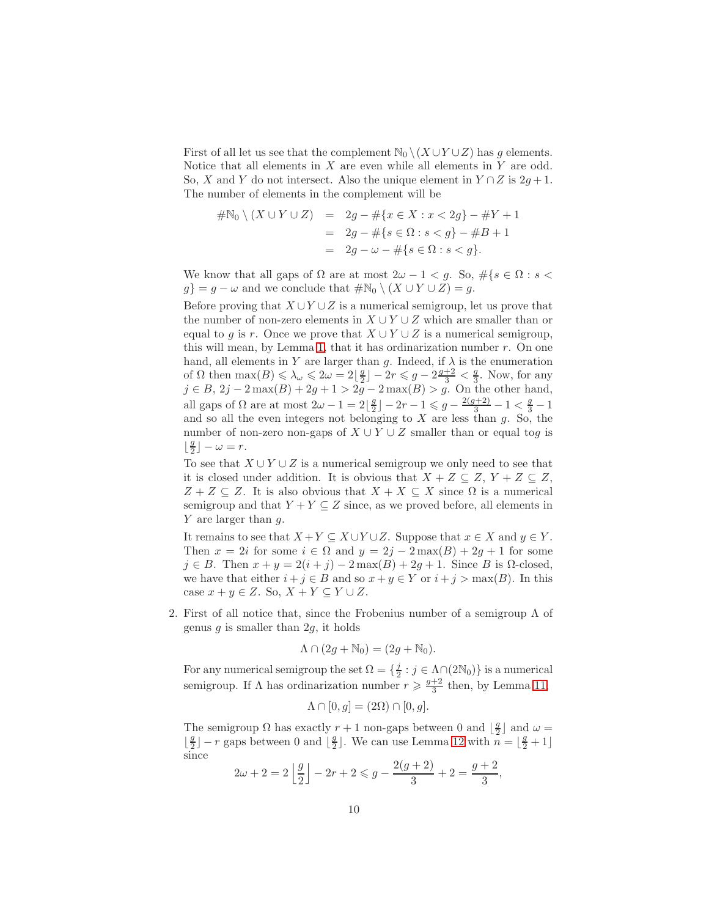First of all let us see that the complement $\mathbb{N}_0 \setminus (X \cup Y \cup Z)$ has $g$ elements. Notice that all elements in $X$ are even while all elements in $Y$ are odd. So, $X$ and $Y$ do not intersect. Also the unique element in $Y \cap Z$ is $2g+1$. The number of elements in the complement will be

$$\begin{aligned}
\#\mathbb{N}_0 \setminus (X \cup Y \cup Z) &= 2g - \#\{x \in X : x < 2g\} - \#Y + 1 \\
&= 2g - \#\{s \in \Omega : s < g\} - \#B + 1 \\
&= 2g - \omega - \#\{s \in \Omega : s < g\}.
\end{aligned}$$

We know that all gaps of $\Omega$ are at most $2\omega - 1 < g$. So, $\#\{s \in \Omega : s < g\} = g - \omega$ and we conclude that $\#\mathbb{N}_0 \setminus (X \cup Y \cup Z) = g$.

Before proving that $X \cup Y \cup Z$ is a numerical semigroup, let us prove that the number of non-zero elements in $X \cup Y \cup Z$ which are smaller than or equal to $g$ is $r$. Once we prove that $X \cup Y \cup Z$ is a numerical semigroup, this will mean, by Lemma 1, that it has ordinarization number $r$. On one hand, all elements in $Y$ are larger than $g$. Indeed, if $\lambda$ is the enumeration of $\Omega$ then $\max(B) \leqslant \lambda_\omega \leqslant 2\omega = 2\lfloor \frac{g}{2} \rfloor - 2r \leqslant g - 2\frac{g+2}{3} < \frac{g}{3}$. Now, for any $j \in B$, $2j - 2\max(B) + 2g + 1 > 2g - 2\max(B) > g$. On the other hand, all gaps of $\Omega$ are at most $2\omega - 1 = 2\lfloor \frac{g}{2} \rfloor - 2r - 1 \leqslant g - \frac{2(g+2)}{3} - 1 < \frac{g}{3} - 1$ and so all the even integers not belonging to $X$ are less than $g$. So, the number of non-zero non-gaps of $X \cup Y \cup Z$ smaller than or equal to$g$ is $\lfloor \frac{g}{2} \rfloor - \omega = r$.

To see that $X \cup Y \cup Z$ is a numerical semigroup we only need to see that it is closed under addition. It is obvious that $X + Z \subseteq Z$, $Y + Z \subseteq Z$, $Z + Z \subseteq Z$. It is also obvious that $X + X \subseteq X$ since $\Omega$ is a numerical semigroup and that $Y + Y \subseteq Z$ since, as we proved before, all elements in $Y$ are larger than $g$.

It remains to see that $X + Y \subseteq X \cup Y \cup Z$. Suppose that $x \in X$ and $y \in Y$. Then $x = 2i$ for some $i \in \Omega$ and $y = 2j - 2\max(B) + 2g + 1$ for some $j \in B$. Then $x + y = 2(i+j) - 2\max(B) + 2g + 1$. Since $B$ is $\Omega$-closed, we have that either $i + j \in B$ and so $x + y \in Y$ or $i + j > \max(B)$. In this case $x + y \in Z$. So, $X + Y \subseteq Y \cup Z$.

2. First of all notice that, since the Frobenius number of a semigroup $\Lambda$ of genus $g$ is smaller than $2g$, it holds

$$\Lambda \cap (2g + \mathbb{N}_0) = (2g + \mathbb{N}_0).$$

For any numerical semigroup the set $\Omega = \{\frac{j}{2} : j \in \Lambda \cap (2\mathbb{N}_0)\}$ is a numerical semigroup. If $\Lambda$ has ordinarization number $r \geqslant \frac{g+2}{3}$ then, by Lemma 11,

$$\Lambda \cap [0, g] = (2\Omega) \cap [0, g].$$

The semigroup $\Omega$ has exactly $r+1$ non-gaps between 0 and $\lfloor \frac{g}{2} \rfloor$ and $\omega = \lfloor \frac{g}{2} \rfloor - r$ gaps between 0 and $\lfloor \frac{g}{2} \rfloor$. We can use Lemma 12 with $n = \lfloor \frac{g}{2} + 1 \rfloor$ since

$$2\omega + 2 = 2\left\lfloor \frac{g}{2} \right\rfloor - 2r + 2 \leqslant g - \frac{2(g+2)}{3} + 2 = \frac{g+2}{3},$$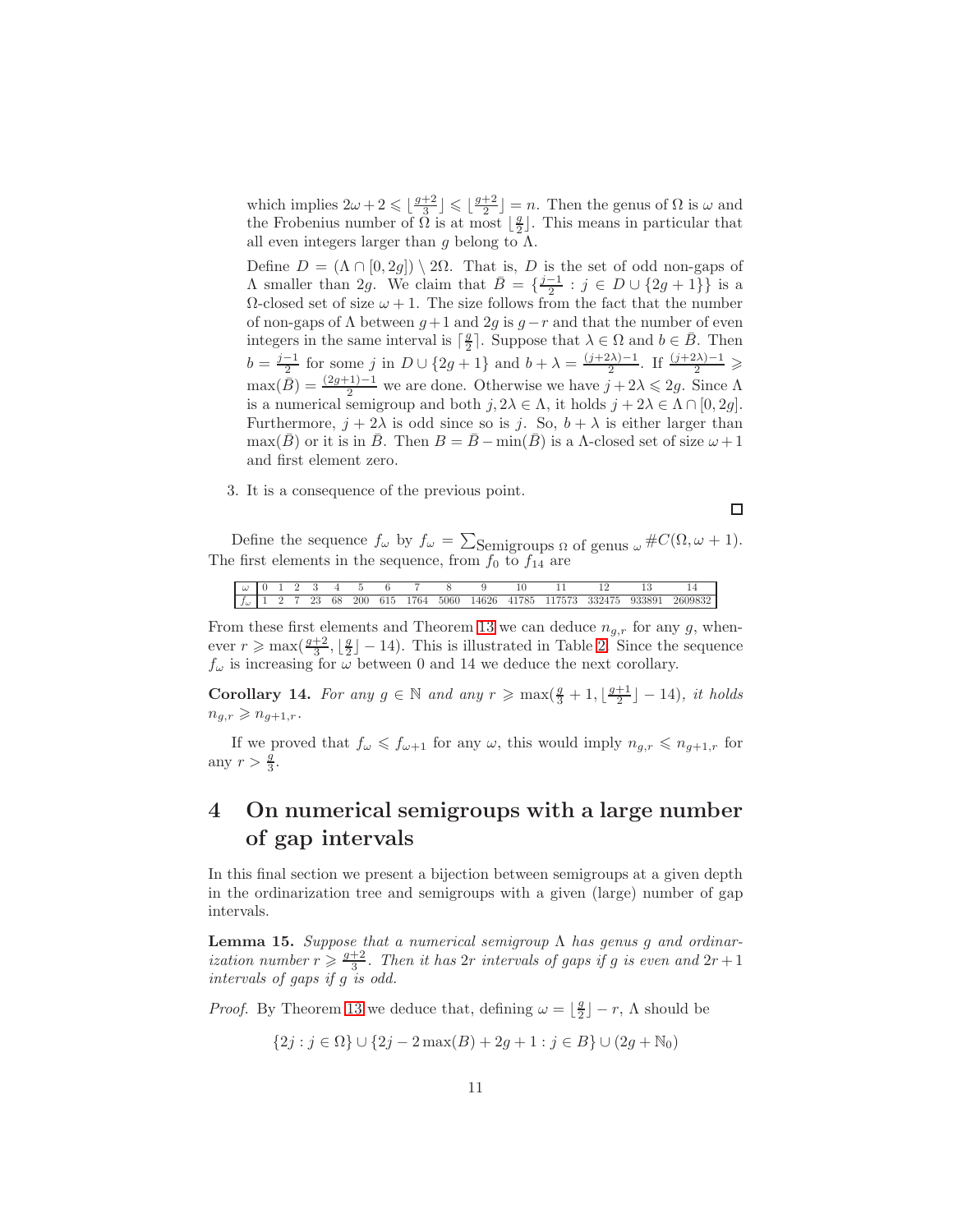which implies $2\omega+2 \leqslant \lfloor \frac{g+2}{3} \rfloor \leqslant \lfloor \frac{g+2}{2} \rfloor = n$. Then the genus of $\Omega$ is $\omega$ and the Frobenius number of $\Omega$ is at most $\lfloor \frac{g}{2} \rfloor$. This means in particular that all even integers larger than $g$ belong to $\Lambda$.

Define $D = (\Lambda \cap [0, 2g]) \setminus 2\Omega$. That is, $D$ is the set of odd non-gaps of $\Lambda$ smaller than $2g$. We claim that $\bar{B} = \{\frac{j-1}{2} : j \in D \cup \{2g+1\}\}$ is a $\Omega$-closed set of size $\omega+1$. The size follows from the fact that the number of non-gaps of $\Lambda$ between $g+1$ and $2g$ is $g-r$ and that the number of even integers in the same interval is $\lceil \frac{g}{2} \rceil$. Suppose that $\lambda \in \Omega$ and $b \in \bar{B}$. Then $b = \frac{j-1}{2}$ for some $j$ in $D \cup \{2g+1\}$ and $b + \lambda = \frac{(j+2\lambda)-1}{2}$. If $\frac{(j+2\lambda)-1}{2} \geqslant \max(\bar{B}) = \frac{(2g+1)-1}{2}$ we are done. Otherwise we have $j + 2\lambda \leqslant 2g$. Since $\Lambda$ is a numerical semigroup and both $j, 2\lambda \in \Lambda$, it holds $j + 2\lambda \in \Lambda \cap [0, 2g]$. Furthermore, $j + 2\lambda$ is odd since so is $j$. So, $b + \lambda$ is either larger than $\max(\bar{B})$ or it is in $\bar{B}$. Then $B = \bar{B} - \min(\bar{B})$ is a $\Lambda$-closed set of size $\omega+1$ and first element zero.

3. It is a consequence of the previous point. □

Define the sequence $f_\omega$ by $f_\omega = \sum_{\text{Semigroups } \Omega \text{ of genus } \omega} \#C(\Omega, \omega+1)$. The first elements in the sequence, from $f_0$ to $f_{14}$ are

| $\omega$ | 0 | 1 | 2 | 3 | 4 | 5 | 6 | 7 | 8 | 9 | 10 | 11 | 12 | 13 | 14 |
|---|---|---|---|---|---|---|---|---|---|---|---|---|---|---|---|
| $f_\omega$ | 1 | 2 | 7 | 23 | 68 | 200 | 615 | 1764 | 5060 | 14626 | 41785 | 117573 | 332475 | 933891 | 2609832 |

From these first elements and Theorem 13 we can deduce $n_{g,r}$ for any $g$, whenever $r \geqslant \max(\frac{g+2}{3}, \lfloor \frac{g}{2} \rfloor - 14)$. This is illustrated in Table 2. Since the sequence $f_\omega$ is increasing for $\omega$ between 0 and 14 we deduce the next corollary.

**Corollary 14.** *For any $g \in \mathbb{N}$ and any $r \geqslant \max(\frac{g}{3}+1, \lfloor \frac{g+1}{2} \rfloor - 14)$, it holds $n_{g,r} \geqslant n_{g+1,r}$.*

If we proved that $f_\omega \leqslant f_{\omega+1}$ for any $\omega$, this would imply $n_{g,r} \leqslant n_{g+1,r}$ for any $r > \frac{g}{3}$.

# 4 On numerical semigroups with a large number of gap intervals

In this final section we present a bijection between semigroups at a given depth in the ordinarization tree and semigroups with a given (large) number of gap intervals.

**Lemma 15.** *Suppose that a numerical semigroup $\Lambda$ has genus $g$ and ordinarization number $r \geqslant \frac{g+2}{3}$. Then it has $2r$ intervals of gaps if $g$ is even and $2r+1$ intervals of gaps if $g$ is odd.*

*Proof.* By Theorem 13 we deduce that, defining $\omega = \lfloor \frac{g}{2} \rfloor - r$, $\Lambda$ should be

$$\{2j : j \in \Omega\} \cup \{2j - 2\max(B) + 2g + 1 : j \in B\} \cup (2g + \mathbb{N}_0)$$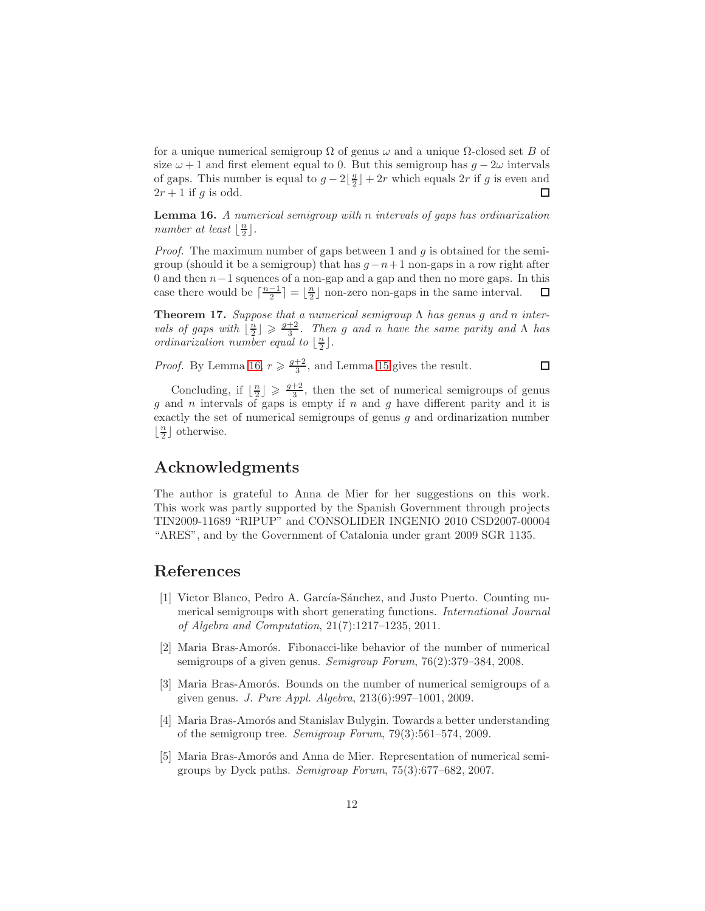for a unique numerical semigroup $\Omega$ of genus $\omega$ and a unique $\Omega$-closed set $B$ of size $\omega+1$ and first element equal to 0. But this semigroup has $g-2\omega$ intervals of gaps. This number is equal to $g-2\lfloor\frac{g}{2}\rfloor+2r$ which equals $2r$ if $g$ is even and $2r+1$ if $g$ is odd. □

**Lemma 16.** *A numerical semigroup with $n$ intervals of gaps has ordinarization number at least $\lfloor\frac{n}{2}\rfloor$.*

*Proof.* The maximum number of gaps between 1 and $g$ is obtained for the semigroup (should it be a semigroup) that has $g-n+1$ non-gaps in a row right after 0 and then $n-1$ squences of a non-gap and a gap and then no more gaps. In this case there would be $\lceil\frac{n-1}{2}\rceil=\lfloor\frac{n}{2}\rfloor$ non-zero non-gaps in the same interval. □

**Theorem 17.** *Suppose that a numerical semigroup $\Lambda$ has genus $g$ and $n$ intervals of gaps with $\lfloor\frac{n}{2}\rfloor\geqslant\frac{g+2}{3}$. Then $g$ and $n$ have the same parity and $\Lambda$ has ordinarization number equal to $\lfloor\frac{n}{2}\rfloor$.*

*Proof.* By Lemma 16, $r\geqslant\frac{g+2}{3}$, and Lemma 15 gives the result. □

Concluding, if $\lfloor\frac{n}{2}\rfloor\geqslant\frac{g+2}{3}$, then the set of numerical semigroups of genus $g$ and $n$ intervals of gaps is empty if $n$ and $g$ have different parity and it is exactly the set of numerical semigroups of genus $g$ and ordinarization number $\lfloor\frac{n}{2}\rfloor$ otherwise.

## Acknowledgments

The author is grateful to Anna de Mier for her suggestions on this work. This work was partly supported by the Spanish Government through projects TIN2009-11689 "RIPUP" and CONSOLIDER INGENIO 2010 CSD2007-00004 "ARES", and by the Government of Catalonia under grant 2009 SGR 1135.

## References

[1] Victor Blanco, Pedro A. García-Sánchez, and Justo Puerto. Counting numerical semigroups with short generating functions. *International Journal of Algebra and Computation*, 21(7):1217–1235, 2011.

[2] Maria Bras-Amorós. Fibonacci-like behavior of the number of numerical semigroups of a given genus. *Semigroup Forum*, 76(2):379–384, 2008.

[3] Maria Bras-Amorós. Bounds on the number of numerical semigroups of a given genus. *J. Pure Appl. Algebra*, 213(6):997–1001, 2009.

[4] Maria Bras-Amorós and Stanislav Bulygin. Towards a better understanding of the semigroup tree. *Semigroup Forum*, 79(3):561–574, 2009.

[5] Maria Bras-Amorós and Anna de Mier. Representation of numerical semigroups by Dyck paths. *Semigroup Forum*, 75(3):677–682, 2007.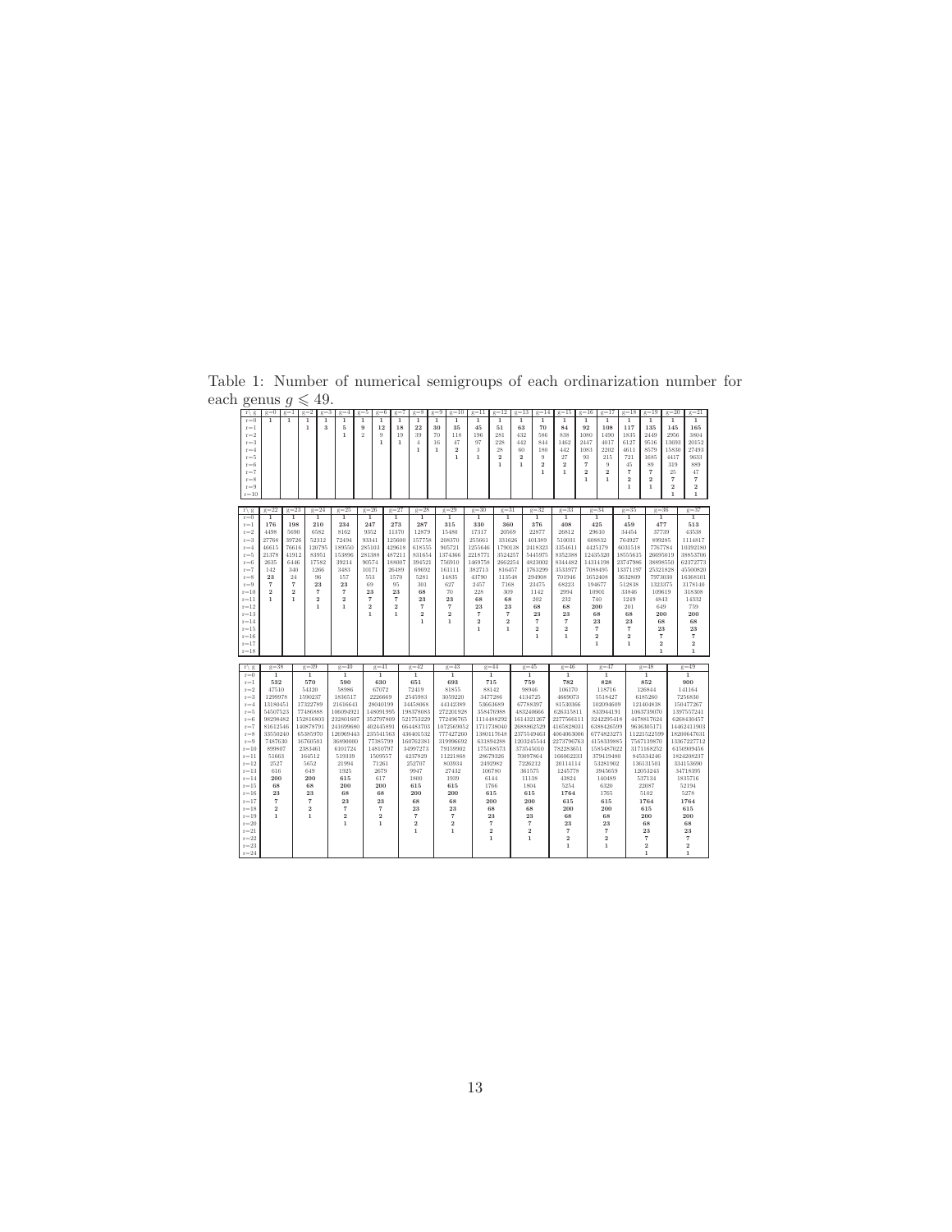Table 1: Number of numerical semigroups of each ordinarization number for each genus $g \leqslant 49$.

| r \ g | g=0 | g=1 | g=2 | g=3 | g=4 | g=5 | g=6 | g=7 | g=8 | g=9 | g=10 | g=11 | g=12 | g=13 | g=14 | g=15 | g=16 | g=17 | g=18 | g=19 | g=20 | g=21 |
|---|---|---|---|---|---|---|---|---|---|---|---|---|---|---|---|---|---|---|---|---|---|---|
| r=0 | 1 | 1 | 1 | 1 | 1 | 1 | 1 | 1 | 1 | 1 | 1 | 1 | 1 | 1 | 1 | 1 | 1 | 1 | 1 | 1 | 1 | 1 |
| r=1 | | | 1 | 3 | 5 | 9 | 12 | 18 | 22 | 30 | 35 | 45 | 51 | 63 | 70 | 84 | 92 | 108 | 117 | 135 | 145 | 165 |
| r=2 | | | | | 1 | 2 | 9 | 19 | 39 | 70 | 118 | 196 | 281 | 432 | 586 | 838 | 1080 | 1490 | 1835 | 2449 | 2956 | 3804 |
| r=3 | | | | | | | 1 | 1 | 4 | 16 | 47 | 97 | 228 | 442 | 844 | 1462 | 2447 | 4017 | 6127 | 9516 | 13693 | 20152 |
| r=4 | | | | | | | | | 1 | 1 | 2 | 3 | 28 | 60 | 180 | 442 | 1083 | 2202 | 4611 | 8579 | 15830 | 27493 |
| r=5 | | | | | | | | | | | 1 | 1 | 2 | 2 | 9 | 27 | 93 | 215 | 721 | 1685 | 4417 | 9633 |
| r=6 | | | | | | | | | | | | | 1 | 1 | 2 | 2 | 7 | 9 | 45 | 89 | 319 | 889 |
| r=7 | | | | | | | | | | | | | | | 1 | 1 | 2 | 2 | 7 | 7 | 25 | 47 |
| r=8 | | | | | | | | | | | | | | | | | 1 | 1 | 2 | 2 | 7 | 7 |
| r=9 | | | | | | | | | | | | | | | | | | | 1 | 1 | 2 | 2 |
| r=10 | | | | | | | | | | | | | | | | | | | | | 1 | 1 |

| r \ g | g=22 | g=23 | g=24 | g=25 | g=26 | g=27 | g=28 | g=29 | g=30 | g=31 | g=32 | g=33 | g=34 | g=35 | g=36 | g=37 |
|---|---|---|---|---|---|---|---|---|---|---|---|---|---|---|---|---|
| r=0 | 1 | 1 | 1 | 1 | 1 | 1 | 1 | 1 | 1 | 1 | 1 | 1 | 1 | 1 | 1 | 1 |
| r=1 | 176 | 198 | 210 | 234 | 247 | 273 | 287 | 315 | 330 | 360 | 376 | 408 | 425 | 459 | 477 | 513 |
| r=2 | 4498 | 5690 | 6582 | 8162 | 9352 | 11370 | 12879 | 15480 | 17317 | 20569 | 22877 | 26812 | 29630 | 34454 | 37739 | 43538 |
| r=3 | 27768 | 39726 | 52312 | 72494 | 93341 | 125600 | 157758 | 208370 | 255661 | 331626 | 401389 | 510031 | 608832 | 764927 | 899285 | 1114817 |
| r=4 | 46615 | 76616 | 120795 | 189550 | 285103 | 429618 | 618555 | 905721 | 1255646 | 1790138 | 2418323 | 3354611 | 4425179 | 6031518 | 7767784 | 10392180 |
| r=5 | 21378 | 41912 | 83951 | 153896 | 281388 | 487211 | 831654 | 1374366 | 2218771 | 3524257 | 5445975 | 8352388 | 12435326 | 18555615 | 26695019 | 38853706 |
| r=6 | 2635 | 6446 | 17582 | 39214 | 90574 | 188007 | 394521 | 750910 | 1469758 | 2662254 | 4823002 | 8344482 | 14314398 | 23747986 | 38898550 | 62372773 |
| r=7 | 142 | 340 | 1266 | 3483 | 10171 | 26489 | 69692 | 161111 | 382713 | 816457 | 1763299 | 3533977 | 7088495 | 13371197 | 25321828 | 45500820 |
| r=8 | 23 | 24 | 96 | 157 | 553 | 1570 | 5281 | 14835 | 43790 | 113548 | 294908 | 701946 | 1652408 | 3632809 | 7973030 | 16368101 |
| r=9 | 7 | 7 | 23 | 23 | 69 | 95 | 301 | 627 | 2457 | 7168 | 23475 | 68223 | 194677 | 512838 | 1323375 | 3178140 |
| r=10 | 2 | 2 | 7 | 7 | 23 | 23 | 68 | 70 | 228 | 309 | 1142 | 2994 | 10901 | 33846 | 109619 | 318308 |
| r=11 | 1 | 1 | 2 | 2 | 7 | 7 | 23 | 23 | 68 | 68 | 202 | 232 | 740 | 1249 | 4843 | 14332 |
| r=12 | | | 1 | 1 | 2 | 2 | 7 | 7 | 23 | 23 | 68 | 68 | 200 | 201 | 649 | 759 |
| r=13 | | | | | 1 | 1 | 2 | 2 | 7 | 7 | 23 | 23 | 68 | 68 | 200 | 200 |
| r=14 | | | | | | | 1 | 1 | 2 | 2 | 7 | 7 | 23 | 23 | 68 | 68 |
| r=15 | | | | | | | | | 1 | 1 | 2 | 2 | 7 | 7 | 23 | 23 |
| r=16 | | | | | | | | | | | 1 | 1 | 2 | 2 | 7 | 7 |
| r=17 | | | | | | | | | | | | | 1 | 1 | 2 | 2 |
| r=18 | | | | | | | | | | | | | | | 1 | 1 |

| r \ g | g=38 | g=39 | g=40 | g=41 | g=42 | g=43 | g=44 | g=45 | g=46 | g=47 | g=48 | g=49 |
|---|---|---|---|---|---|---|---|---|---|---|---|---|
| r=0 | 1 | 1 | 1 | 1 | 1 | 1 | 1 | 1 | 1 | 1 | 1 | 1 |
| r=1 | 532 | 570 | 590 | 630 | 651 | 693 | 715 | 759 | 782 | 828 | 852 | 900 |
| r=2 | 47510 | 54320 | 58986 | 67072 | 72419 | 81855 | 88142 | 98946 | 106170 | 118716 | 126844 | 141164 |
| r=3 | 1299978 | 1590237 | 1836517 | 2226669 | 2545983 | 3059220 | 3477286 | 4134725 | 4669073 | 5518427 | 6185260 | 7256830 |
| r=4 | 13180451 | 17322789 | 21616641 | 28040199 | 34458068 | 44142389 | 53663689 | 67788397 | 81530366 | 102094609 | 121404838 | 150477267 |
| r=5 | 54507523 | 77486888 | 106094921 | 148091995 | 198378083 | 272201928 | 358476988 | 483240666 | 626315811 | 833944191 | 1063739070 | 1397557241 |
| r=6 | 98298482 | 152816803 | 232801607 | 352797809 | 521753229 | 772496765 | 1114488292 | 1614321267 | 2277566111 | 3242295418 | 4478817624 | 6268430457 |
| r=7 | 81612546 | 140878791 | 241699680 | 402445891 | 664483703 | 1072569052 | 1711738040 | 2688862529 | 4165828031 | 6388426599 | 9636305171 | 14462411903 |
| r=8 | 33550240 | 65385970 | 126969443 | 235541563 | 436401532 | 777427260 | 1380117648 | 2375549463 | 4064063006 | 6774823275 | 11221522599 | 18200647631 |
| r=9 | 7487630 | 16760501 | 36890000 | 77385799 | 160762381 | 319996692 | 631894288 | 1203245544 | 2273796763 | 4158339885 | 7567139870 | 13367227712 |
| r=10 | 899807 | 2383461 | 6101724 | 14810797 | 34997273 | 79359902 | 175168573 | 373545010 | 782283651 | 1585487022 | 3171168252 | 6150909456 |
| r=11 | 51663 | 164512 | 519339 | 1509557 | 4237829 | 11221868 | 28679326 | 70097864 | 166062233 | 379419480 | 845334246 | 1824208237 |
| r=12 | 2527 | 5652 | 21994 | 71261 | 252707 | 803934 | 2492982 | 7226212 | 20114114 | 53281902 | 136131501 | 334153690 |
| r=13 | 616 | 649 | 1925 | 2679 | 9947 | 27432 | 106780 | 361575 | 1245778 | 3945659 | 12053243 | 34718395 |
| r=14 | 200 | 200 | 615 | 617 | 1800 | 1939 | 6144 | 11138 | 43824 | 140489 | 537134 | 1835716 |
| r=15 | 68 | 68 | 200 | 200 | 615 | 615 | 1766 | 1804 | 5254 | 6320 | 22087 | 52194 |
| r=16 | 23 | 23 | 68 | 68 | 200 | 200 | 615 | 615 | 1764 | 1765 | 5102 | 5278 |
| r=17 | 7 | 7 | 23 | 23 | 68 | 68 | 200 | 200 | 615 | 615 | 1764 | 1764 |
| r=18 | 2 | 2 | 7 | 7 | 23 | 23 | 68 | 68 | 200 | 200 | 615 | 615 |
| r=19 | 1 | 1 | 2 | 2 | 7 | 7 | 23 | 23 | 68 | 68 | 200 | 200 |
| r=20 | | | 1 | 1 | 2 | 2 | 7 | 7 | 23 | 23 | 68 | 68 |
| r=21 | | | | | 1 | 1 | 2 | 2 | 7 | 7 | 23 | 23 |
| r=22 | | | | | | | 1 | 1 | 2 | 2 | 7 | 7 |
| r=23 | | | | | | | | | 1 | 1 | 2 | 2 |
| r=24 | | | | | | | | | | | 1 | 1 |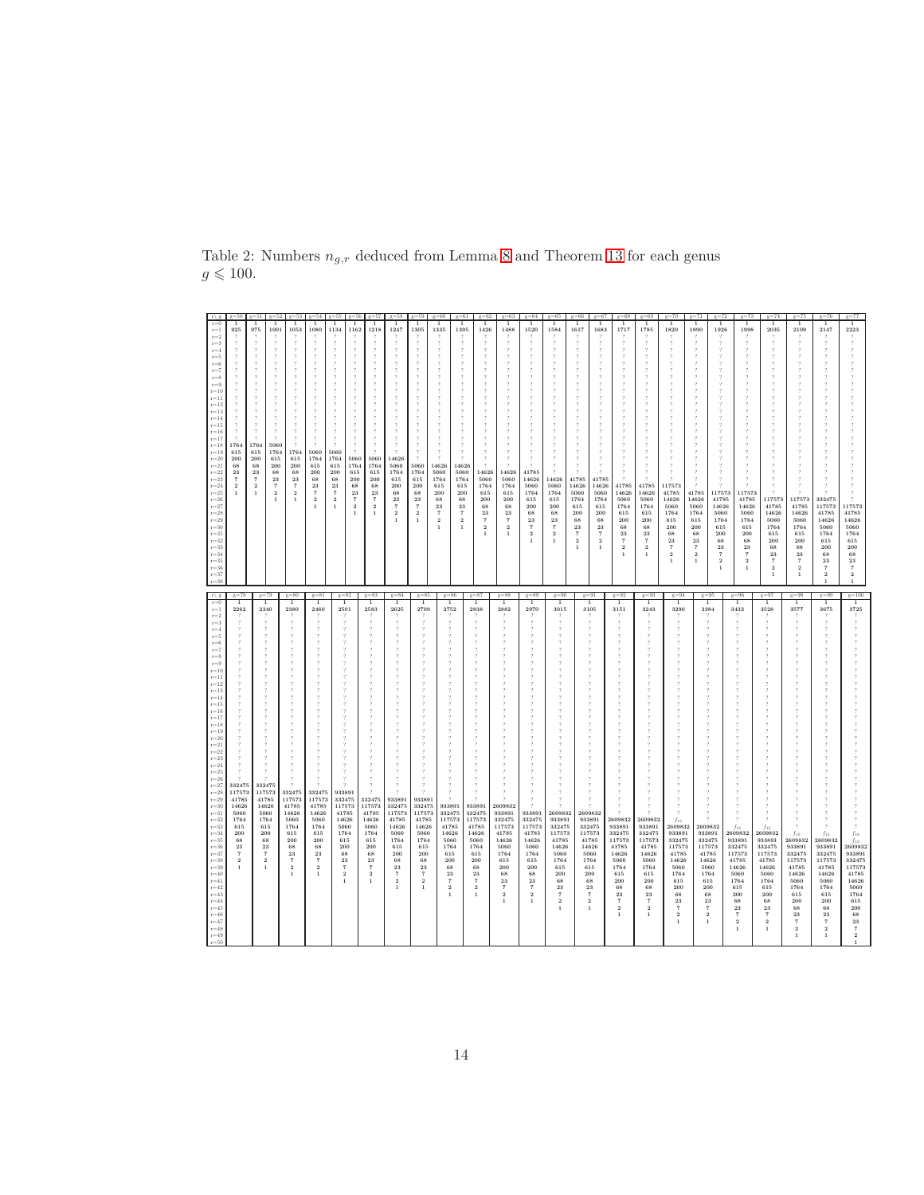Table 2: Numbers $n_{g,r}$ deduced from Lemma 8 and Theorem 13 for each genus $g \leqslant 100$.

| r \ g | g=50 | g=51 | g=52 | g=53 | g=54 | g=55 | g=56 | g=57 | g=58 | g=59 | g=60 | g=61 | g=62 | g=63 | g=64 | g=65 | g=66 | g=67 | g=68 | g=69 | g=70 | g=71 | g=72 | g=73 | g=74 | g=75 | g=76 | g=77 |
|---|---|---|---|---|---|---|---|---|---|---|---|---|---|---|---|---|---|---|---|---|---|---|---|---|---|---|---|---|
| r=0 | 1 | 1 | 1 | 1 | 1 | 1 | 1 | 1 | 1 | 1 | 1 | 1 | 1 | 1 | 1 | 1 | 1 | 1 | 1 | 1 | 1 | 1 | 1 | 1 | 1 | 1 | 1 | 1 |
| r=1 | 925 | 975 | 1001 | 1053 | 1080 | 1134 | 1162 | 1218 | 1247 | 1305 | 1335 | 1395 | 1426 | 1488 | 1520 | 1584 | 1617 | 1683 | 1717 | 1785 | 1820 | 1890 | 1926 | 1998 | 2035 | 2109 | 2147 | 2223 |
| r=2 | ? | ? | ? | ? | ? | ? | ? | ? | ? | ? | ? | ? | ? | ? | ? | ? | ? | ? | ? | ? | ? | ? | ? | ? | ? | ? | ? | ? |
| r=3 | ? | ? | ? | ? | ? | ? | ? | ? | ? | ? | ? | ? | ? | ? | ? | ? | ? | ? | ? | ? | ? | ? | ? | ? | ? | ? | ? | ? |
| r=4 | ? | ? | ? | ? | ? | ? | ? | ? | ? | ? | ? | ? | ? | ? | ? | ? | ? | ? | ? | ? | ? | ? | ? | ? | ? | ? | ? | ? |
| r=5 | ? | ? | ? | ? | ? | ? | ? | ? | ? | ? | ? | ? | ? | ? | ? | ? | ? | ? | ? | ? | ? | ? | ? | ? | ? | ? | ? | ? |
| r=6 | ? | ? | ? | ? | ? | ? | ? | ? | ? | ? | ? | ? | ? | ? | ? | ? | ? | ? | ? | ? | ? | ? | ? | ? | ? | ? | ? | ? |
| r=7 | ? | ? | ? | ? | ? | ? | ? | ? | ? | ? | ? | ? | ? | ? | ? | ? | ? | ? | ? | ? | ? | ? | ? | ? | ? | ? | ? | ? |
| r=8 | ? | ? | ? | ? | ? | ? | ? | ? | ? | ? | ? | ? | ? | ? | ? | ? | ? | ? | ? | ? | ? | ? | ? | ? | ? | ? | ? | ? |
| r=9 | ? | ? | ? | ? | ? | ? | ? | ? | ? | ? | ? | ? | ? | ? | ? | ? | ? | ? | ? | ? | ? | ? | ? | ? | ? | ? | ? | ? |
| r=10 | ? | ? | ? | ? | ? | ? | ? | ? | ? | ? | ? | ? | ? | ? | ? | ? | ? | ? | ? | ? | ? | ? | ? | ? | ? | ? | ? | ? |
| r=11 | ? | ? | ? | ? | ? | ? | ? | ? | ? | ? | ? | ? | ? | ? | ? | ? | ? | ? | ? | ? | ? | ? | ? | ? | ? | ? | ? | ? |
| r=12 | ? | ? | ? | ? | ? | ? | ? | ? | ? | ? | ? | ? | ? | ? | ? | ? | ? | ? | ? | ? | ? | ? | ? | ? | ? | ? | ? | ? |
| r=13 | ? | ? | ? | ? | ? | ? | ? | ? | ? | ? | ? | ? | ? | ? | ? | ? | ? | ? | ? | ? | ? | ? | ? | ? | ? | ? | ? | ? |
| r=14 | ? | ? | ? | ? | ? | ? | ? | ? | ? | ? | ? | ? | ? | ? | ? | ? | ? | ? | ? | ? | ? | ? | ? | ? | ? | ? | ? | ? |
| r=15 | ? | ? | ? | ? | ? | ? | ? | ? | ? | ? | ? | ? | ? | ? | ? | ? | ? | ? | ? | ? | ? | ? | ? | ? | ? | ? | ? | ? |
| r=16 | ? | ? | ? | ? | ? | ? | ? | ? | ? | ? | ? | ? | ? | ? | ? | ? | ? | ? | ? | ? | ? | ? | ? | ? | ? | ? | ? | ? |
| r=17 | ? | ? | ? | ? | ? | ? | ? | ? | ? | ? | ? | ? | ? | ? | ? | ? | ? | ? | ? | ? | ? | ? | ? | ? | ? | ? | ? | ? |
| r=18 | 1764 | 1764 | 5060 | ? | ? | ? | ? | ? | ? | ? | ? | ? | ? | ? | ? | ? | ? | ? | ? | ? | ? | ? | ? | ? | ? | ? | ? | ? |
| r=19 | 615 | 615 | 1764 | 1764 | 5060 | 5060 | ? | ? | ? | ? | ? | ? | ? | ? | ? | ? | ? | ? | ? | ? | ? | ? | ? | ? | ? | ? | ? | ? |
| r=20 | 200 | 200 | 615 | 615 | 1764 | 1764 | 5060 | 5060 | 14626 | ? | ? | ? | ? | ? | ? | ? | ? | ? | ? | ? | ? | ? | ? | ? | ? | ? | ? | ? |
| r=21 | 68 | 68 | 200 | 200 | 615 | 615 | 1764 | 1764 | 5060 | 5060 | 14626 | 14626 | ? | ? | ? | ? | ? | ? | ? | ? | ? | ? | ? | ? | ? | ? | ? | ? |
| r=22 | 23 | 23 | 68 | 68 | 200 | 200 | 615 | 615 | 1764 | 1764 | 5060 | 5060 | 14626 | 14626 | 41785 | ? | ? | ? | ? | ? | ? | ? | ? | ? | ? | ? | ? | ? |
| r=23 | 7 | 7 | 23 | 23 | 68 | 68 | 200 | 200 | 615 | 615 | 1764 | 1764 | 5060 | 5060 | 14626 | 14626 | 41785 | 41785 | ? | ? | ? | ? | ? | ? | ? | ? | ? | ? |
| r=24 | 2 | 2 | 7 | 7 | 23 | 23 | 68 | 68 | 200 | 200 | 615 | 615 | 1764 | 1764 | 5060 | 5060 | 14626 | 14626 | 41785 | 41785 | 117573 | ? | ? | ? | ? | ? | ? | ? |
| r=25 | 1 | 1 | 2 | 2 | 7 | 7 | 23 | 23 | 68 | 68 | 200 | 200 | 615 | 615 | 1764 | 1764 | 5060 | 5060 | 14626 | 14626 | 41785 | 41785 | 117573 | 117573 | ? | ? | ? | ? |
| r=26 | | | 1 | 1 | 2 | 2 | 7 | 7 | 23 | 23 | 68 | 68 | 200 | 200 | 615 | 615 | 1764 | 1764 | 5060 | 5060 | 14626 | 14626 | 41785 | 41785 | 117573 | 117573 | 332475 | ? |
| r=27 | | | | | 1 | 1 | 2 | 2 | 7 | 7 | 23 | 23 | 68 | 68 | 200 | 200 | 615 | 615 | 1764 | 1764 | 5060 | 5060 | 14626 | 14626 | 41785 | 41785 | 117573 | 117573 |
| r=28 | | | | | | | 1 | 1 | 2 | 2 | 7 | 7 | 23 | 23 | 68 | 68 | 200 | 200 | 615 | 615 | 1764 | 1764 | 5060 | 5060 | 14626 | 14626 | 41785 | 41785 |
| r=29 | | | | | | | | | 1 | 1 | 2 | 2 | 7 | 7 | 23 | 23 | 68 | 68 | 200 | 200 | 615 | 615 | 1764 | 1764 | 5060 | 5060 | 14626 | 14626 |
| r=30 | | | | | | | | | | | 1 | 1 | 2 | 2 | 7 | 7 | 23 | 23 | 68 | 68 | 200 | 200 | 615 | 615 | 1764 | 1764 | 5060 | 5060 |
| r=31 | | | | | | | | | | | | | 1 | 1 | 2 | 2 | 7 | 7 | 23 | 23 | 68 | 68 | 200 | 200 | 615 | 615 | 1764 | 1764 |
| r=32 | | | | | | | | | | | | | | | 1 | 1 | 2 | 2 | 7 | 7 | 23 | 23 | 68 | 68 | 200 | 200 | 615 | 615 |
| r=33 | | | | | | | | | | | | | | | | | 1 | 1 | 2 | 2 | 7 | 7 | 23 | 23 | 68 | 68 | 200 | 200 |
| r=34 | | | | | | | | | | | | | | | | | | | 1 | 1 | 2 | 2 | 7 | 7 | 23 | 23 | 68 | 68 |
| r=35 | | | | | | | | | | | | | | | | | | | | | 1 | 1 | 2 | 2 | 7 | 7 | 23 | 23 |
| r=36 | | | | | | | | | | | | | | | | | | | | | | | 1 | 1 | 2 | 2 | 7 | 7 |
| r=37 | | | | | | | | | | | | | | | | | | | | | | | | | 1 | 1 | 2 | 2 |
| r=38 | | | | | | | | | | | | | | | | | | | | | | | | | | | 1 | 1 |

| r \ g | g=78 | g=79 | g=80 | g=81 | g=82 | g=83 | g=84 | g=85 | g=86 | g=87 | g=88 | g=89 | g=90 | g=91 | g=92 | g=93 | g=94 | g=95 | g=96 | g=97 | g=98 | g=99 | g=100 |
|---|---|---|---|---|---|---|---|---|---|---|---|---|---|---|---|---|---|---|---|---|---|---|---|
| r=0 | 1 | 1 | 1 | 1 | 1 | 1 | 1 | 1 | 1 | 1 | 1 | 1 | 1 | 1 | 1 | 1 | 1 | 1 | 1 | 1 | 1 | 1 | 1 |
| r=1 | 2262 | 2340 | 2380 | 2460 | 2501 | 2583 | 2625 | 2709 | 2752 | 2838 | 2882 | 2970 | 3015 | 3105 | 3151 | 3243 | 3290 | 3384 | 3432 | 3528 | 3577 | 3675 | 3725 |
| r=2 | ? | ? | ? | ? | ? | ? | ? | ? | ? | ? | ? | ? | ? | ? | ? | ? | ? | ? | ? | ? | ? | ? | ? |
| r=3 | ? | ? | ? | ? | ? | ? | ? | ? | ? | ? | ? | ? | ? | ? | ? | ? | ? | ? | ? | ? | ? | ? | ? |
| r=4 | ? | ? | ? | ? | ? | ? | ? | ? | ? | ? | ? | ? | ? | ? | ? | ? | ? | ? | ? | ? | ? | ? | ? |
| r=5 | ? | ? | ? | ? | ? | ? | ? | ? | ? | ? | ? | ? | ? | ? | ? | ? | ? | ? | ? | ? | ? | ? | ? |
| r=6 | ? | ? | ? | ? | ? | ? | ? | ? | ? | ? | ? | ? | ? | ? | ? | ? | ? | ? | ? | ? | ? | ? | ? |
| r=7 | ? | ? | ? | ? | ? | ? | ? | ? | ? | ? | ? | ? | ? | ? | ? | ? | ? | ? | ? | ? | ? | ? | ? |
| r=8 | ? | ? | ? | ? | ? | ? | ? | ? | ? | ? | ? | ? | ? | ? | ? | ? | ? | ? | ? | ? | ? | ? | ? |
| r=9 | ? | ? | ? | ? | ? | ? | ? | ? | ? | ? | ? | ? | ? | ? | ? | ? | ? | ? | ? | ? | ? | ? | ? |
| r=10 | ? | ? | ? | ? | ? | ? | ? | ? | ? | ? | ? | ? | ? | ? | ? | ? | ? | ? | ? | ? | ? | ? | ? |
| r=11 | ? | ? | ? | ? | ? | ? | ? | ? | ? | ? | ? | ? | ? | ? | ? | ? | ? | ? | ? | ? | ? | ? | ? |
| r=12 | ? | ? | ? | ? | ? | ? | ? | ? | ? | ? | ? | ? | ? | ? | ? | ? | ? | ? | ? | ? | ? | ? | ? |
| r=13 | ? | ? | ? | ? | ? | ? | ? | ? | ? | ? | ? | ? | ? | ? | ? | ? | ? | ? | ? | ? | ? | ? | ? |
| r=14 | ? | ? | ? | ? | ? | ? | ? | ? | ? | ? | ? | ? | ? | ? | ? | ? | ? | ? | ? | ? | ? | ? | ? |
| r=15 | ? | ? | ? | ? | ? | ? | ? | ? | ? | ? | ? | ? | ? | ? | ? | ? | ? | ? | ? | ? | ? | ? | ? |
| r=16 | ? | ? | ? | ? | ? | ? | ? | ? | ? | ? | ? | ? | ? | ? | ? | ? | ? | ? | ? | ? | ? | ? | ? |
| r=17 | ? | ? | ? | ? | ? | ? | ? | ? | ? | ? | ? | ? | ? | ? | ? | ? | ? | ? | ? | ? | ? | ? | ? |
| r=18 | ? | ? | ? | ? | ? | ? | ? | ? | ? | ? | ? | ? | ? | ? | ? | ? | ? | ? | ? | ? | ? | ? | ? |
| r=19 | ? | ? | ? | ? | ? | ? | ? | ? | ? | ? | ? | ? | ? | ? | ? | ? | ? | ? | ? | ? | ? | ? | ? |
| r=20 | ? | ? | ? | ? | ? | ? | ? | ? | ? | ? | ? | ? | ? | ? | ? | ? | ? | ? | ? | ? | ? | ? | ? |
| r=21 | ? | ? | ? | ? | ? | ? | ? | ? | ? | ? | ? | ? | ? | ? | ? | ? | ? | ? | ? | ? | ? | ? | ? |
| r=22 | ? | ? | ? | ? | ? | ? | ? | ? | ? | ? | ? | ? | ? | ? | ? | ? | ? | ? | ? | ? | ? | ? | ? |
| r=23 | ? | ? | ? | ? | ? | ? | ? | ? | ? | ? | ? | ? | ? | ? | ? | ? | ? | ? | ? | ? | ? | ? | ? |
| r=24 | ? | ? | ? | ? | ? | ? | ? | ? | ? | ? | ? | ? | ? | ? | ? | ? | ? | ? | ? | ? | ? | ? | ? |
| r=25 | ? | ? | ? | ? | ? | ? | ? | ? | ? | ? | ? | ? | ? | ? | ? | ? | ? | ? | ? | ? | ? | ? | ? |
| r=26 | ? | ? | ? | ? | ? | ? | ? | ? | ? | ? | ? | ? | ? | ? | ? | ? | ? | ? | ? | ? | ? | ? | ? |
| r=27 | 332475 | 332475 | ? | ? | ? | ? | ? | ? | ? | ? | ? | ? | ? | ? | ? | ? | ? | ? | ? | ? | ? | ? | ? |
| r=28 | 117573 | 117573 | 332475 | 332475 | 933891 | ? | ? | ? | ? | ? | ? | ? | ? | ? | ? | ? | ? | ? | ? | ? | ? | ? | ? |
| r=29 | 41785 | 41785 | 117573 | 117573 | 332475 | 332475 | 933891 | 933891 | ? | ? | ? | ? | ? | ? | ? | ? | ? | ? | ? | ? | ? | ? | ? |
| r=30 | 14626 | 14626 | 41785 | 41785 | 117573 | 117573 | 332475 | 332475 | 933891 | 933891 | 2609832 | ? | ? | ? | ? | ? | ? | ? | ? | ? | ? | ? | ? |
| r=31 | 5060 | 5060 | 14626 | 14626 | 41785 | 41785 | 117573 | 117573 | 332475 | 332475 | 933891 | 933891 | 2609832 | 2609832 | ? | ? | ? | ? | ? | ? | ? | ? | ? |
| r=32 | 1764 | 1764 | 5060 | 5060 | 14626 | 14626 | 41785 | 41785 | 117573 | 117573 | 332475 | 332475 | 933891 | 933891 | 2609832 | 2609832 | $f_{15}$ | ? | ? | ? | ? | ? | ? |
| r=33 | 615 | 615 | 1764 | 1764 | 5060 | 5060 | 14626 | 14626 | 41785 | 41785 | 117573 | 117573 | 332475 | 332475 | 933891 | 933891 | 2609832 | 2609832 | $f_{15}$ | $f_{15}$ | ? | ? | ? |
| r=34 | 200 | 200 | 615 | 615 | 1764 | 1764 | 5060 | 5060 | 14626 | 14626 | 41785 | 41785 | 117573 | 117573 | 332475 | 332475 | 933891 | 933891 | 2609832 | 2609832 | $f_{15}$ | $f_{15}$ | $f_{16}$ |
| r=35 | 68 | 68 | 200 | 200 | 615 | 615 | 1764 | 1764 | 5060 | 5060 | 14626 | 14626 | 41785 | 41785 | 117573 | 117573 | 332475 | 332475 | 933891 | 933891 | 2609832 | 2609832 | $f_{15}$ |
| r=36 | 23 | 23 | 68 | 68 | 200 | 200 | 615 | 615 | 1764 | 1764 | 5060 | 5060 | 14626 | 14626 | 41785 | 41785 | 117573 | 117573 | 332475 | 332475 | 933891 | 933891 | 2609832 |
| r=37 | 7 | 7 | 23 | 23 | 68 | 68 | 200 | 200 | 615 | 615 | 1764 | 1764 | 5060 | 5060 | 14626 | 14626 | 41785 | 41785 | 117573 | 117573 | 332475 | 332475 | 933891 |
| r=38 | 2 | 2 | 7 | 7 | 23 | 23 | 68 | 68 | 200 | 200 | 615 | 615 | 1764 | 1764 | 5060 | 5060 | 14626 | 14626 | 41785 | 41785 | 117573 | 117573 | 332475 |
| r=39 | 1 | 1 | 2 | 2 | 7 | 7 | 23 | 23 | 68 | 68 | 200 | 200 | 615 | 615 | 1764 | 1764 | 5060 | 5060 | 14626 | 14626 | 41785 | 41785 | 117573 |
| r=40 | | | 1 | 1 | 2 | 2 | 7 | 7 | 23 | 23 | 68 | 68 | 200 | 200 | 615 | 615 | 1764 | 1764 | 5060 | 5060 | 14626 | 14626 | 41785 |
| r=41 | | | | | 1 | 1 | 2 | 2 | 7 | 7 | 23 | 23 | 68 | 68 | 200 | 200 | 615 | 615 | 1764 | 1764 | 5060 | 5060 | 14626 |
| r=42 | | | | | | | 1 | 1 | 2 | 2 | 7 | 7 | 23 | 23 | 68 | 68 | 200 | 200 | 615 | 615 | 1764 | 1764 | 5060 |
| r=43 | | | | | | | | | 1 | 1 | 2 | 2 | 7 | 7 | 23 | 23 | 68 | 68 | 200 | 200 | 615 | 615 | 1764 |
| r=44 | | | | | | | | | | | 1 | 1 | 2 | 2 | 7 | 7 | 23 | 23 | 68 | 68 | 200 | 200 | 615 |
| r=45 | | | | | | | | | | | | | 1 | 1 | 2 | 2 | 7 | 7 | 23 | 23 | 68 | 68 | 200 |
| r=46 | | | | | | | | | | | | | | | 1 | 1 | 2 | 2 | 7 | 7 | 23 | 23 | 68 |
| r=47 | | | | | | | | | | | | | | | | | 1 | 1 | 2 | 2 | 7 | 7 | 23 |
| r=48 | | | | | | | | | | | | | | | | | | | 1 | 1 | 2 | 2 | 7 |
| r=49 | | | | | | | | | | | | | | | | | | | | | 1 | 1 | 2 |
| r=50 | | | | | | | | | | | | | | | | | | | | | | | 1 |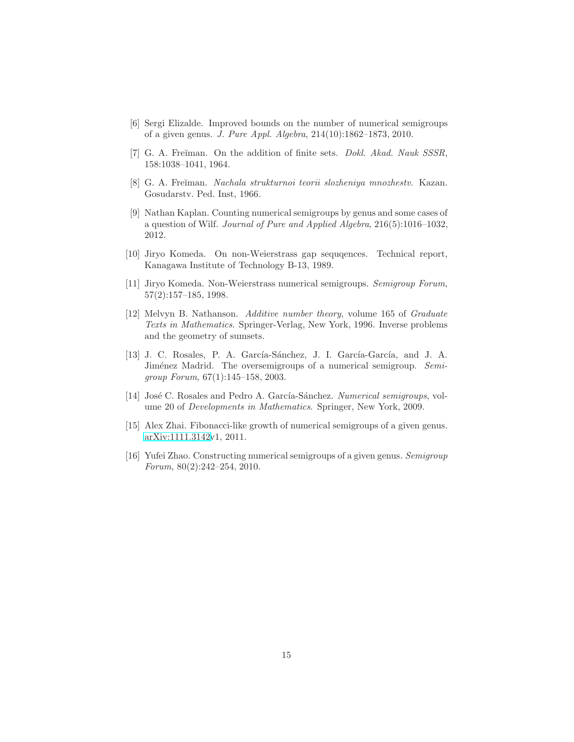[6] Sergi Elizalde. Improved bounds on the number of numerical semigroups of a given genus. *J. Pure Appl. Algebra*, 214(10):1862–1873, 2010.

[7] G. A. Freĭman. On the addition of finite sets. *Dokl. Akad. Nauk SSSR*, 158:1038–1041, 1964.

[8] G. A. Freĭman. *Nachala strukturnoi teorii slozheniya mnozhestv*. Kazan. Gosudarstv. Ped. Inst, 1966.

[9] Nathan Kaplan. Counting numerical semigroups by genus and some cases of a question of Wilf. *Journal of Pure and Applied Algebra*, 216(5):1016–1032, 2012.

[10] Jiryo Komeda. On non-Weierstrass gap sequqences. Technical report, Kanagawa Institute of Technology B-13, 1989.

[11] Jiryo Komeda. Non-Weierstrass numerical semigroups. *Semigroup Forum*, 57(2):157–185, 1998.

[12] Melvyn B. Nathanson. *Additive number theory*, volume 165 of *Graduate Texts in Mathematics*. Springer-Verlag, New York, 1996. Inverse problems and the geometry of sumsets.

[13] J. C. Rosales, P. A. García-Sánchez, J. I. García-García, and J. A. Jiménez Madrid. The oversemigroups of a numerical semigroup. *Semigroup Forum*, 67(1):145–158, 2003.

[14] José C. Rosales and Pedro A. García-Sánchez. *Numerical semigroups*, volume 20 of *Developments in Mathematics*. Springer, New York, 2009.

[15] Alex Zhai. Fibonacci-like growth of numerical semigroups of a given genus. arXiv:1111.3142v1, 2011.

[16] Yufei Zhao. Constructing numerical semigroups of a given genus. *Semigroup Forum*, 80(2):242–254, 2010.